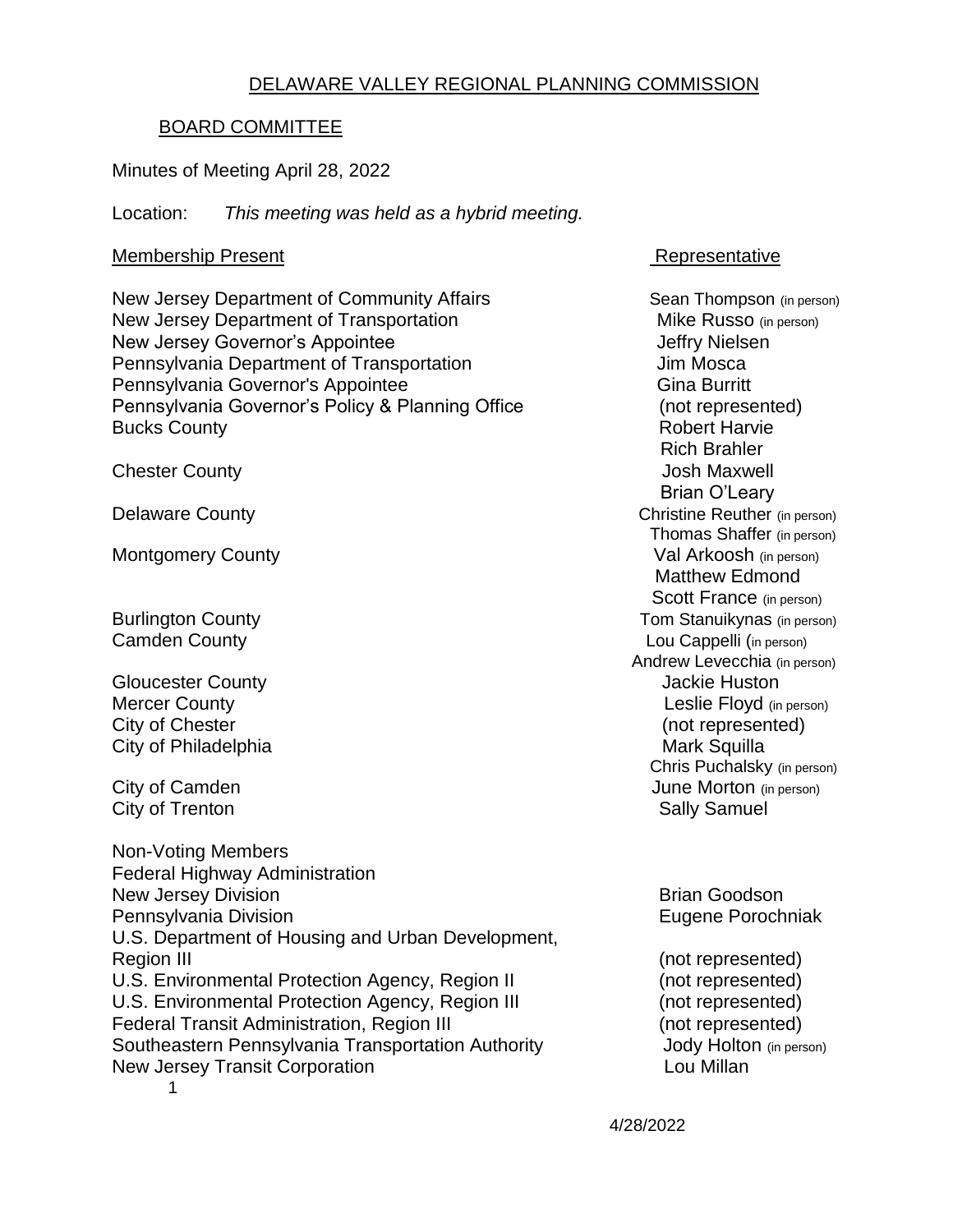# DELAWARE VALLEY REGIONAL PLANNING COMMISSION

## BOARD COMMITTEE

Minutes of Meeting April 28, 2022

Location: *This meeting was held as a hybrid meeting.*

| Membership Present | Representative |
|---|---|
| New Jersey Department of Community Affairs | Sean Thompson (in person) |
| New Jersey Department of Transportation | Mike Russo (in person) |
| New Jersey Governor's Appointee | Jeffry Nielsen |
| Pennsylvania Department of Transportation | Jim Mosca |
| Pennsylvania Governor's Appointee | Gina Burritt |
| Pennsylvania Governor's Policy & Planning Office | (not represented) |
| Bucks County | Robert Harvie |
| | Rich Brahler |
| Chester County | Josh Maxwell |
| | Brian O'Leary |
| Delaware County | Christine Reuther (in person) |
| | Thomas Shaffer (in person) |
| Montgomery County | Val Arkoosh (in person) |
| | Matthew Edmond |
| | Scott France (in person) |
| Burlington County | Tom Stanuikynas (in person) |
| Camden County | Lou Cappelli (in person) |
| | Andrew Levecchia (in person) |
| Gloucester County | Jackie Huston |
| Mercer County | Leslie Floyd (in person) |
| City of Chester | (not represented) |
| City of Philadelphia | Mark Squilla |
| | Chris Puchalsky (in person) |
| City of Camden | June Morton (in person) |
| City of Trenton | Sally Samuel |

| Non-Voting Members | |
|---|---|
| Federal Highway Administration | |
| New Jersey Division | Brian Goodson |
| Pennsylvania Division | Eugene Porochniak |
| U.S. Department of Housing and Urban Development, Region III | (not represented) |
| U.S. Environmental Protection Agency, Region II | (not represented) |
| U.S. Environmental Protection Agency, Region III | (not represented) |
| Federal Transit Administration, Region III | (not represented) |
| Southeastern Pennsylvania Transportation Authority | Jody Holton (in person) |
| New Jersey Transit Corporation | Lou Millan |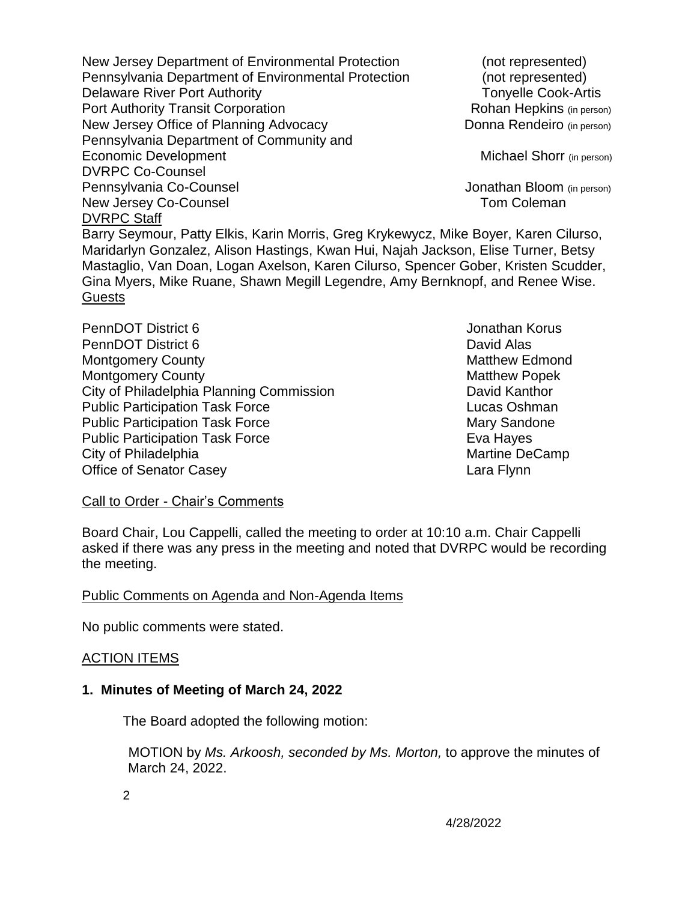| | |
|---|---|
| New Jersey Department of Environmental Protection | (not represented) |
| Pennsylvania Department of Environmental Protection | (not represented) |
| Delaware River Port Authority | Tonyelle Cook-Artis |
| Port Authority Transit Corporation | Rohan Hepkins (in person) |
| New Jersey Office of Planning Advocacy | Donna Rendeiro (in person) |
| Pennsylvania Department of Community and Economic Development | Michael Shorr (in person) |
| DVRPC Co-Counsel | |
| Pennsylvania Co-Counsel | Jonathan Bloom (in person) |
| New Jersey Co-Counsel | Tom Coleman |

<u>DVRPC Staff</u>

Barry Seymour, Patty Elkis, Karin Morris, Greg Krykewycz, Mike Boyer, Karen Cilurso, Maridarlyn Gonzalez, Alison Hastings, Kwan Hui, Najah Jackson, Elise Turner, Betsy Mastaglio, Van Doan, Logan Axelson, Karen Cilurso, Spencer Gober, Kristen Scudder, Gina Myers, Mike Ruane, Shawn Megill Legendre, Amy Bernknopf, and Renee Wise.

<u>Guests</u>

| | |
|---|---|
| PennDOT District 6 | Jonathan Korus |
| PennDOT District 6 | David Alas |
| Montgomery County | Matthew Edmond |
| Montgomery County | Matthew Popek |
| City of Philadelphia Planning Commission | David Kanthor |
| Public Participation Task Force | Lucas Oshman |
| Public Participation Task Force | Mary Sandone |
| Public Participation Task Force | Eva Hayes |
| City of Philadelphia | Martine DeCamp |
| Office of Senator Casey | Lara Flynn |

<u>Call to Order - Chair's Comments</u>

Board Chair, Lou Cappelli, called the meeting to order at 10:10 a.m. Chair Cappelli asked if there was any press in the meeting and noted that DVRPC would be recording the meeting.

<u>Public Comments on Agenda and Non-Agenda Items</u>

No public comments were stated.

<u>ACTION ITEMS</u>

**1. Minutes of Meeting of March 24, 2022**

The Board adopted the following motion:

MOTION by *Ms. Arkoosh, seconded by Ms. Morton,* to approve the minutes of March 24, 2022.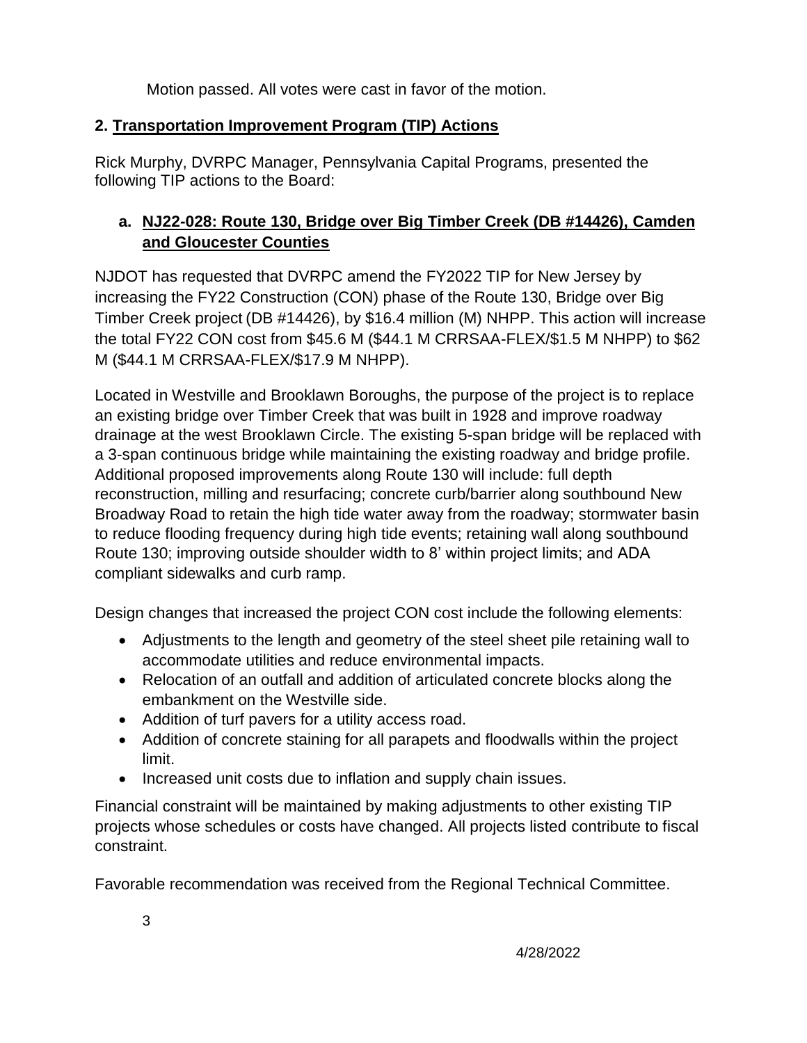Motion passed. All votes were cast in favor of the motion.

## 2. Transportation Improvement Program (TIP) Actions

Rick Murphy, DVRPC Manager, Pennsylvania Capital Programs, presented the following TIP actions to the Board:

### a. NJ22-028: Route 130, Bridge over Big Timber Creek (DB #14426), Camden and Gloucester Counties

NJDOT has requested that DVRPC amend the FY2022 TIP for New Jersey by increasing the FY22 Construction (CON) phase of the Route 130, Bridge over Big Timber Creek project (DB #14426), by $16.4 million (M) NHPP. This action will increase the total FY22 CON cost from $45.6 M ($44.1 M CRRSAA-FLEX/$1.5 M NHPP) to $62 M ($44.1 M CRRSAA-FLEX/$17.9 M NHPP).

Located in Westville and Brooklawn Boroughs, the purpose of the project is to replace an existing bridge over Timber Creek that was built in 1928 and improve roadway drainage at the west Brooklawn Circle. The existing 5-span bridge will be replaced with a 3-span continuous bridge while maintaining the existing roadway and bridge profile. Additional proposed improvements along Route 130 will include: full depth reconstruction, milling and resurfacing; concrete curb/barrier along southbound New Broadway Road to retain the high tide water away from the roadway; stormwater basin to reduce flooding frequency during high tide events; retaining wall along southbound Route 130; improving outside shoulder width to 8' within project limits; and ADA compliant sidewalks and curb ramp.

Design changes that increased the project CON cost include the following elements:

- Adjustments to the length and geometry of the steel sheet pile retaining wall to accommodate utilities and reduce environmental impacts.
- Relocation of an outfall and addition of articulated concrete blocks along the embankment on the Westville side.
- Addition of turf pavers for a utility access road.
- Addition of concrete staining for all parapets and floodwalls within the project limit.
- Increased unit costs due to inflation and supply chain issues.

Financial constraint will be maintained by making adjustments to other existing TIP projects whose schedules or costs have changed. All projects listed contribute to fiscal constraint.

Favorable recommendation was received from the Regional Technical Committee.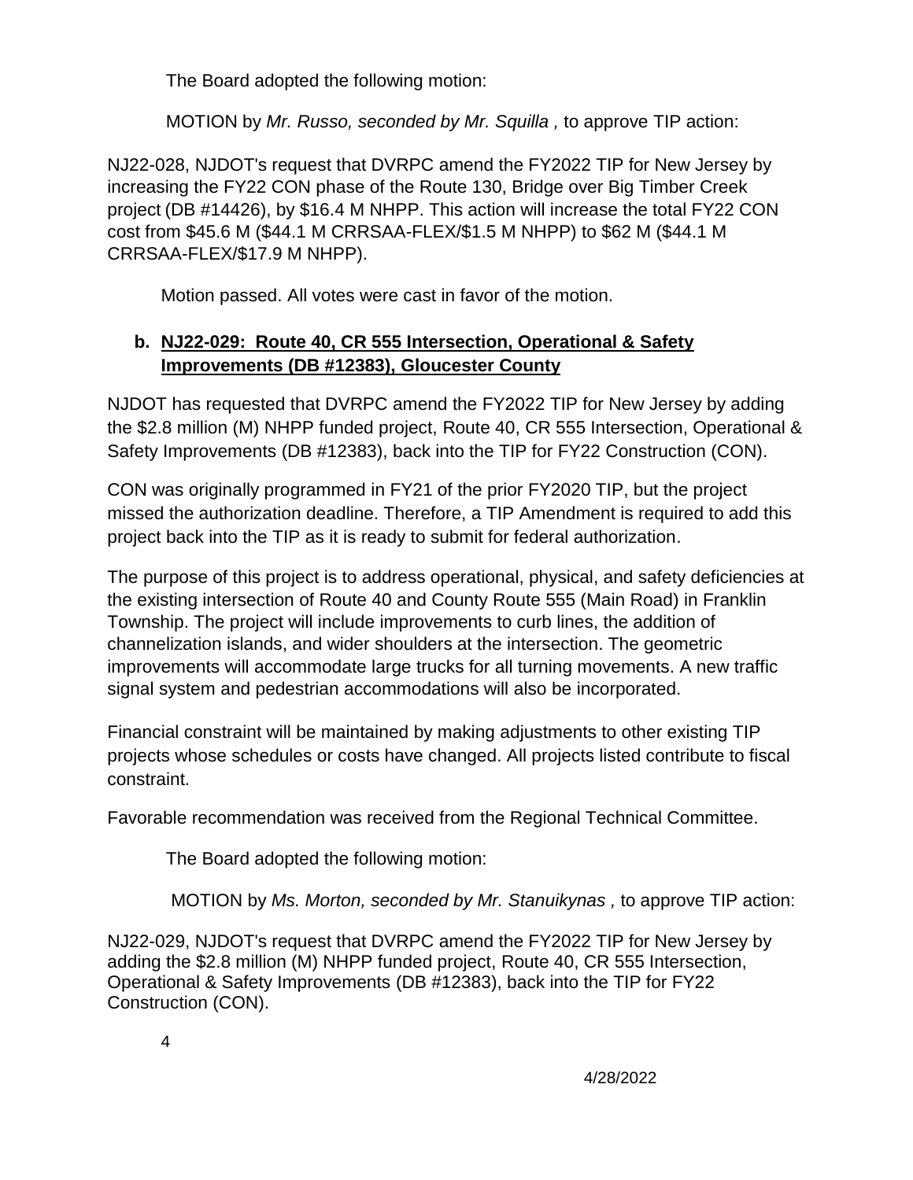The Board adopted the following motion:

MOTION by *Mr. Russo, seconded by Mr. Squilla ,* to approve TIP action:

NJ22-028, NJDOT's request that DVRPC amend the FY2022 TIP for New Jersey by increasing the FY22 CON phase of the Route 130, Bridge over Big Timber Creek project (DB #14426), by $16.4 M NHPP. This action will increase the total FY22 CON cost from $45.6 M ($44.1 M CRRSAA-FLEX/$1.5 M NHPP) to $62 M ($44.1 M CRRSAA-FLEX/$17.9 M NHPP).

Motion passed. All votes were cast in favor of the motion.

**b. <u>NJ22-029: Route 40, CR 555 Intersection, Operational & Safety Improvements (DB #12383), Gloucester County</u>**

NJDOT has requested that DVRPC amend the FY2022 TIP for New Jersey by adding the $2.8 million (M) NHPP funded project, Route 40, CR 555 Intersection, Operational & Safety Improvements (DB #12383), back into the TIP for FY22 Construction (CON).

CON was originally programmed in FY21 of the prior FY2020 TIP, but the project missed the authorization deadline. Therefore, a TIP Amendment is required to add this project back into the TIP as it is ready to submit for federal authorization.

The purpose of this project is to address operational, physical, and safety deficiencies at the existing intersection of Route 40 and County Route 555 (Main Road) in Franklin Township. The project will include improvements to curb lines, the addition of channelization islands, and wider shoulders at the intersection. The geometric improvements will accommodate large trucks for all turning movements. A new traffic signal system and pedestrian accommodations will also be incorporated.

Financial constraint will be maintained by making adjustments to other existing TIP projects whose schedules or costs have changed. All projects listed contribute to fiscal constraint.

Favorable recommendation was received from the Regional Technical Committee.

The Board adopted the following motion:

MOTION by *Ms. Morton, seconded by Mr. Stanuikynas ,* to approve TIP action:

NJ22-029, NJDOT's request that DVRPC amend the FY2022 TIP for New Jersey by adding the $2.8 million (M) NHPP funded project, Route 40, CR 555 Intersection, Operational & Safety Improvements (DB #12383), back into the TIP for FY22 Construction (CON).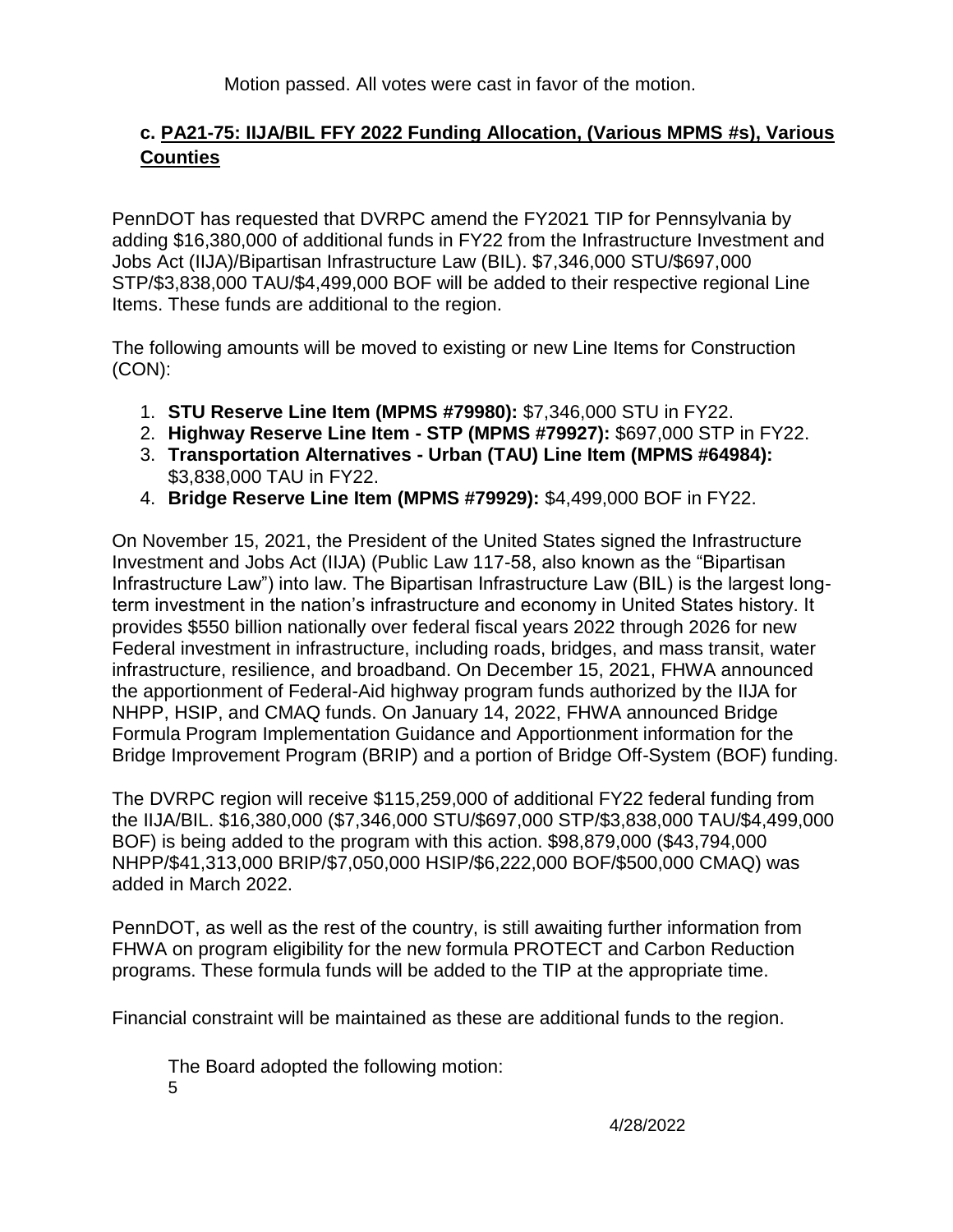Motion passed. All votes were cast in favor of the motion.

### c. PA21-75: IIJA/BIL FFY 2022 Funding Allocation, (Various MPMS #s), Various Counties

PennDOT has requested that DVRPC amend the FY2021 TIP for Pennsylvania by adding $16,380,000 of additional funds in FY22 from the Infrastructure Investment and Jobs Act (IIJA)/Bipartisan Infrastructure Law (BIL). $7,346,000 STU/$697,000 STP/$3,838,000 TAU/$4,499,000 BOF will be added to their respective regional Line Items. These funds are additional to the region.

The following amounts will be moved to existing or new Line Items for Construction (CON):

1. **STU Reserve Line Item (MPMS #79980):** $7,346,000 STU in FY22.
2. **Highway Reserve Line Item - STP (MPMS #79927):** $697,000 STP in FY22.
3. **Transportation Alternatives - Urban (TAU) Line Item (MPMS #64984):** $3,838,000 TAU in FY22.
4. **Bridge Reserve Line Item (MPMS #79929):** $4,499,000 BOF in FY22.

On November 15, 2021, the President of the United States signed the Infrastructure Investment and Jobs Act (IIJA) (Public Law 117-58, also known as the "Bipartisan Infrastructure Law") into law. The Bipartisan Infrastructure Law (BIL) is the largest long-term investment in the nation's infrastructure and economy in United States history. It provides $550 billion nationally over federal fiscal years 2022 through 2026 for new Federal investment in infrastructure, including roads, bridges, and mass transit, water infrastructure, resilience, and broadband. On December 15, 2021, FHWA announced the apportionment of Federal-Aid highway program funds authorized by the IIJA for NHPP, HSIP, and CMAQ funds. On January 14, 2022, FHWA announced Bridge Formula Program Implementation Guidance and Apportionment information for the Bridge Improvement Program (BRIP) and a portion of Bridge Off-System (BOF) funding.

The DVRPC region will receive $115,259,000 of additional FY22 federal funding from the IIJA/BIL. $16,380,000 ($7,346,000 STU/$697,000 STP/$3,838,000 TAU/$4,499,000 BOF) is being added to the program with this action. $98,879,000 ($43,794,000 NHPP/$41,313,000 BRIP/$7,050,000 HSIP/$6,222,000 BOF/$500,000 CMAQ) was added in March 2022.

PennDOT, as well as the rest of the country, is still awaiting further information from FHWA on program eligibility for the new formula PROTECT and Carbon Reduction programs. These formula funds will be added to the TIP at the appropriate time.

Financial constraint will be maintained as these are additional funds to the region.

The Board adopted the following motion: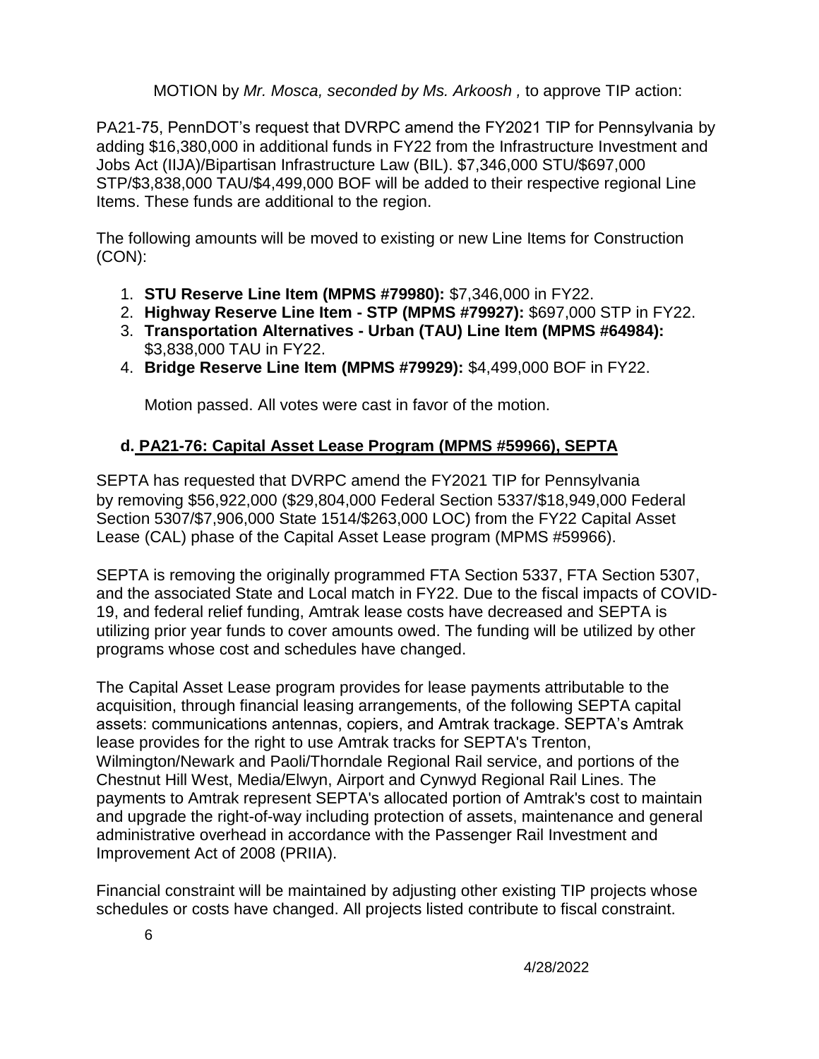MOTION by *Mr. Mosca, seconded by Ms. Arkoosh ,* to approve TIP action:

PA21-75, PennDOT's request that DVRPC amend the FY2021 TIP for Pennsylvania by adding $16,380,000 in additional funds in FY22 from the Infrastructure Investment and Jobs Act (IIJA)/Bipartisan Infrastructure Law (BIL). $7,346,000 STU/$697,000 STP/$3,838,000 TAU/$4,499,000 BOF will be added to their respective regional Line Items. These funds are additional to the region.

The following amounts will be moved to existing or new Line Items for Construction (CON):

1. **STU Reserve Line Item (MPMS #79980):** $7,346,000 in FY22.
2. **Highway Reserve Line Item - STP (MPMS #79927):** $697,000 STP in FY22.
3. **Transportation Alternatives - Urban (TAU) Line Item (MPMS #64984):** $3,838,000 TAU in FY22.
4. **Bridge Reserve Line Item (MPMS #79929):** $4,499,000 BOF in FY22.

Motion passed. All votes were cast in favor of the motion.

### d. PA21-76: Capital Asset Lease Program (MPMS #59966), SEPTA

SEPTA has requested that DVRPC amend the FY2021 TIP for Pennsylvania by removing $56,922,000 ($29,804,000 Federal Section 5337/$18,949,000 Federal Section 5307/$7,906,000 State 1514/$263,000 LOC) from the FY22 Capital Asset Lease (CAL) phase of the Capital Asset Lease program (MPMS #59966).

SEPTA is removing the originally programmed FTA Section 5337, FTA Section 5307, and the associated State and Local match in FY22. Due to the fiscal impacts of COVID-19, and federal relief funding, Amtrak lease costs have decreased and SEPTA is utilizing prior year funds to cover amounts owed. The funding will be utilized by other programs whose cost and schedules have changed.

The Capital Asset Lease program provides for lease payments attributable to the acquisition, through financial leasing arrangements, of the following SEPTA capital assets: communications antennas, copiers, and Amtrak trackage. SEPTA's Amtrak lease provides for the right to use Amtrak tracks for SEPTA's Trenton, Wilmington/Newark and Paoli/Thorndale Regional Rail service, and portions of the Chestnut Hill West, Media/Elwyn, Airport and Cynwyd Regional Rail Lines. The payments to Amtrak represent SEPTA's allocated portion of Amtrak's cost to maintain and upgrade the right-of-way including protection of assets, maintenance and general administrative overhead in accordance with the Passenger Rail Investment and Improvement Act of 2008 (PRIIA).

Financial constraint will be maintained by adjusting other existing TIP projects whose schedules or costs have changed. All projects listed contribute to fiscal constraint.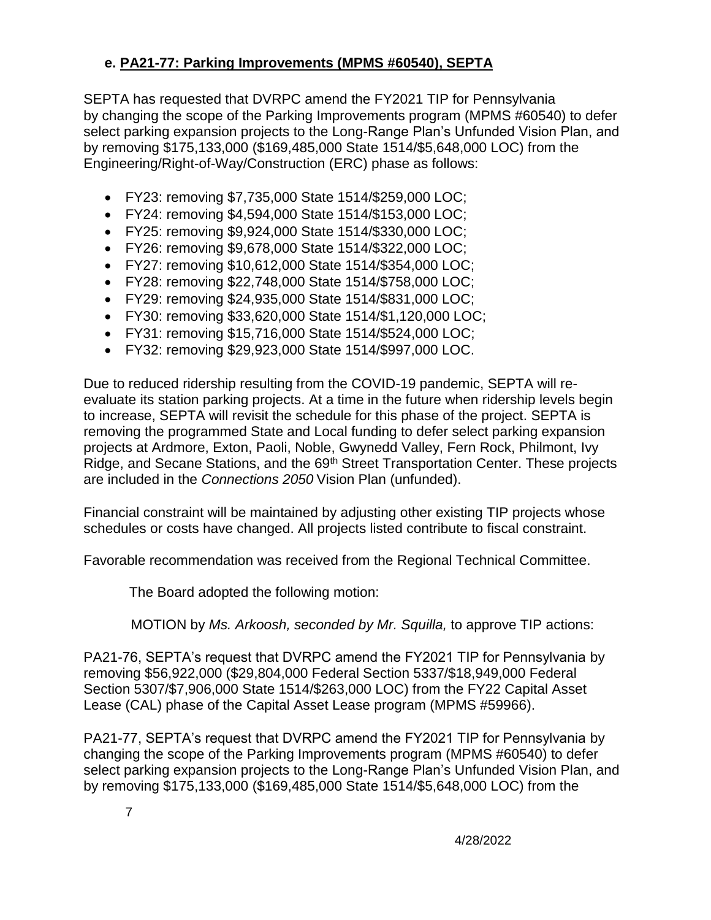### e. PA21-77: Parking Improvements (MPMS #60540), SEPTA

SEPTA has requested that DVRPC amend the FY2021 TIP for Pennsylvania by changing the scope of the Parking Improvements program (MPMS #60540) to defer select parking expansion projects to the Long-Range Plan's Unfunded Vision Plan, and by removing $175,133,000 ($169,485,000 State 1514/$5,648,000 LOC) from the Engineering/Right-of-Way/Construction (ERC) phase as follows:

- FY23: removing $7,735,000 State 1514/$259,000 LOC;
- FY24: removing $4,594,000 State 1514/$153,000 LOC;
- FY25: removing $9,924,000 State 1514/$330,000 LOC;
- FY26: removing $9,678,000 State 1514/$322,000 LOC;
- FY27: removing $10,612,000 State 1514/$354,000 LOC;
- FY28: removing $22,748,000 State 1514/$758,000 LOC;
- FY29: removing $24,935,000 State 1514/$831,000 LOC;
- FY30: removing $33,620,000 State 1514/$1,120,000 LOC;
- FY31: removing $15,716,000 State 1514/$524,000 LOC;
- FY32: removing $29,923,000 State 1514/$997,000 LOC.

Due to reduced ridership resulting from the COVID-19 pandemic, SEPTA will re-evaluate its station parking projects. At a time in the future when ridership levels begin to increase, SEPTA will revisit the schedule for this phase of the project. SEPTA is removing the programmed State and Local funding to defer select parking expansion projects at Ardmore, Exton, Paoli, Noble, Gwynedd Valley, Fern Rock, Philmont, Ivy Ridge, and Secane Stations, and the 69th Street Transportation Center. These projects are included in the *Connections 2050* Vision Plan (unfunded).

Financial constraint will be maintained by adjusting other existing TIP projects whose schedules or costs have changed. All projects listed contribute to fiscal constraint.

Favorable recommendation was received from the Regional Technical Committee.

The Board adopted the following motion:

MOTION by *Ms. Arkoosh, seconded by Mr. Squilla,* to approve TIP actions:

PA21-76, SEPTA's request that DVRPC amend the FY2021 TIP for Pennsylvania by removing $56,922,000 ($29,804,000 Federal Section 5337/$18,949,000 Federal Section 5307/$7,906,000 State 1514/$263,000 LOC) from the FY22 Capital Asset Lease (CAL) phase of the Capital Asset Lease program (MPMS #59966).

PA21-77, SEPTA's request that DVRPC amend the FY2021 TIP for Pennsylvania by changing the scope of the Parking Improvements program (MPMS #60540) to defer select parking expansion projects to the Long-Range Plan's Unfunded Vision Plan, and by removing $175,133,000 ($169,485,000 State 1514/$5,648,000 LOC) from the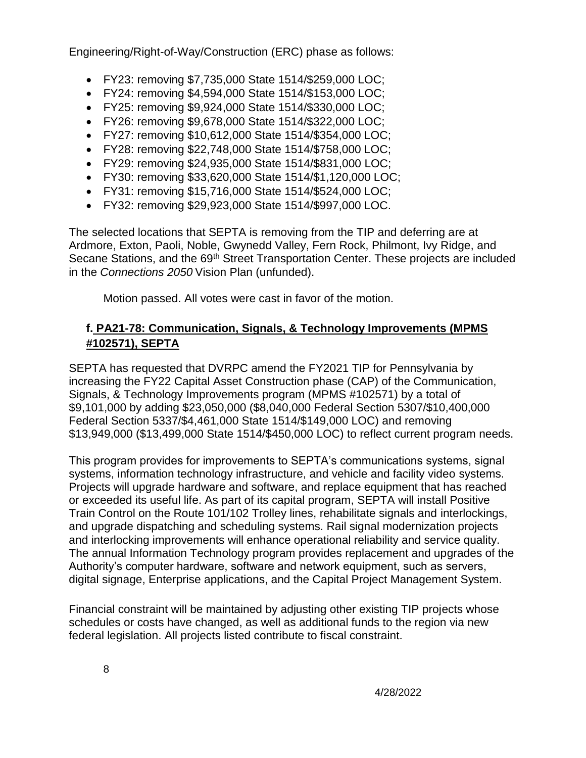Engineering/Right-of-Way/Construction (ERC) phase as follows:

- FY23: removing $7,735,000 State 1514/$259,000 LOC;
- FY24: removing $4,594,000 State 1514/$153,000 LOC;
- FY25: removing $9,924,000 State 1514/$330,000 LOC;
- FY26: removing $9,678,000 State 1514/$322,000 LOC;
- FY27: removing $10,612,000 State 1514/$354,000 LOC;
- FY28: removing $22,748,000 State 1514/$758,000 LOC;
- FY29: removing $24,935,000 State 1514/$831,000 LOC;
- FY30: removing $33,620,000 State 1514/$1,120,000 LOC;
- FY31: removing $15,716,000 State 1514/$524,000 LOC;
- FY32: removing $29,923,000 State 1514/$997,000 LOC.

The selected locations that SEPTA is removing from the TIP and deferring are at Ardmore, Exton, Paoli, Noble, Gwynedd Valley, Fern Rock, Philmont, Ivy Ridge, and Secane Stations, and the 69th Street Transportation Center. These projects are included in the *Connections 2050* Vision Plan (unfunded).

Motion passed. All votes were cast in favor of the motion.

### f. PA21-78: Communication, Signals, & Technology Improvements (MPMS #102571), SEPTA

SEPTA has requested that DVRPC amend the FY2021 TIP for Pennsylvania by increasing the FY22 Capital Asset Construction phase (CAP) of the Communication, Signals, & Technology Improvements program (MPMS #102571) by a total of $9,101,000 by adding $23,050,000 ($8,040,000 Federal Section 5307/$10,400,000 Federal Section 5337/$4,461,000 State 1514/$149,000 LOC) and removing $13,949,000 ($13,499,000 State 1514/$450,000 LOC) to reflect current program needs.

This program provides for improvements to SEPTA's communications systems, signal systems, information technology infrastructure, and vehicle and facility video systems. Projects will upgrade hardware and software, and replace equipment that has reached or exceeded its useful life. As part of its capital program, SEPTA will install Positive Train Control on the Route 101/102 Trolley lines, rehabilitate signals and interlockings, and upgrade dispatching and scheduling systems. Rail signal modernization projects and interlocking improvements will enhance operational reliability and service quality. The annual Information Technology program provides replacement and upgrades of the Authority's computer hardware, software and network equipment, such as servers, digital signage, Enterprise applications, and the Capital Project Management System.

Financial constraint will be maintained by adjusting other existing TIP projects whose schedules or costs have changed, as well as additional funds to the region via new federal legislation. All projects listed contribute to fiscal constraint.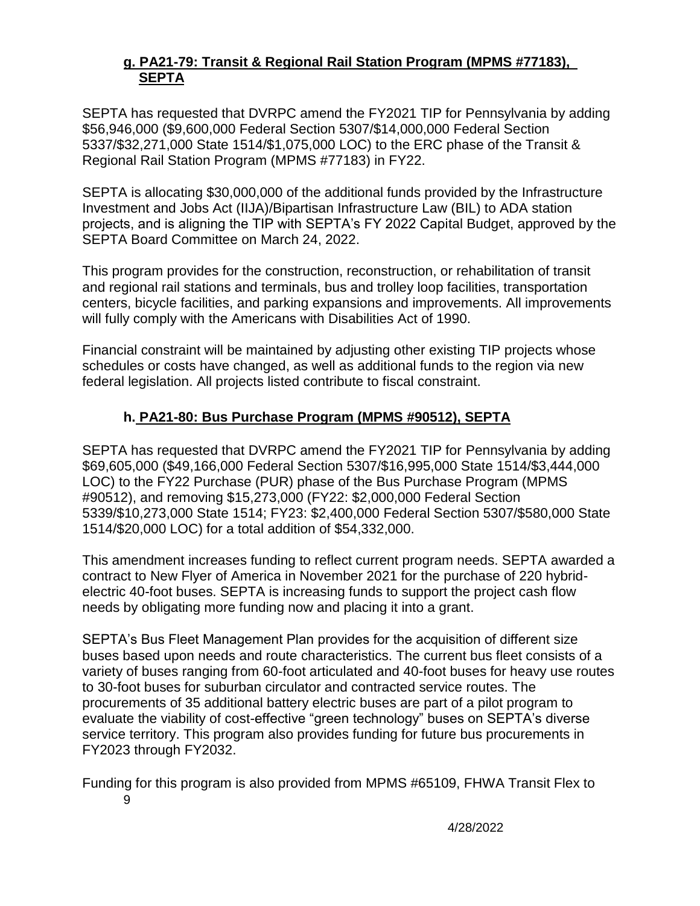### g. PA21-79: Transit & Regional Rail Station Program (MPMS #77183), SEPTA

SEPTA has requested that DVRPC amend the FY2021 TIP for Pennsylvania by adding $56,946,000 ($9,600,000 Federal Section 5307/$14,000,000 Federal Section 5337/$32,271,000 State 1514/$1,075,000 LOC) to the ERC phase of the Transit & Regional Rail Station Program (MPMS #77183) in FY22.

SEPTA is allocating $30,000,000 of the additional funds provided by the Infrastructure Investment and Jobs Act (IIJA)/Bipartisan Infrastructure Law (BIL) to ADA station projects, and is aligning the TIP with SEPTA's FY 2022 Capital Budget, approved by the SEPTA Board Committee on March 24, 2022.

This program provides for the construction, reconstruction, or rehabilitation of transit and regional rail stations and terminals, bus and trolley loop facilities, transportation centers, bicycle facilities, and parking expansions and improvements. All improvements will fully comply with the Americans with Disabilities Act of 1990.

Financial constraint will be maintained by adjusting other existing TIP projects whose schedules or costs have changed, as well as additional funds to the region via new federal legislation. All projects listed contribute to fiscal constraint.

### h. PA21-80: Bus Purchase Program (MPMS #90512), SEPTA

SEPTA has requested that DVRPC amend the FY2021 TIP for Pennsylvania by adding $69,605,000 ($49,166,000 Federal Section 5307/$16,995,000 State 1514/$3,444,000 LOC) to the FY22 Purchase (PUR) phase of the Bus Purchase Program (MPMS #90512), and removing $15,273,000 (FY22: $2,000,000 Federal Section 5339/$10,273,000 State 1514; FY23: $2,400,000 Federal Section 5307/$580,000 State 1514/$20,000 LOC) for a total addition of $54,332,000.

This amendment increases funding to reflect current program needs. SEPTA awarded a contract to New Flyer of America in November 2021 for the purchase of 220 hybrid-electric 40-foot buses. SEPTA is increasing funds to support the project cash flow needs by obligating more funding now and placing it into a grant.

SEPTA's Bus Fleet Management Plan provides for the acquisition of different size buses based upon needs and route characteristics. The current bus fleet consists of a variety of buses ranging from 60-foot articulated and 40-foot buses for heavy use routes to 30-foot buses for suburban circulator and contracted service routes. The procurements of 35 additional battery electric buses are part of a pilot program to evaluate the viability of cost-effective "green technology" buses on SEPTA's diverse service territory. This program also provides funding for future bus procurements in FY2023 through FY2032.

Funding for this program is also provided from MPMS #65109, FHWA Transit Flex to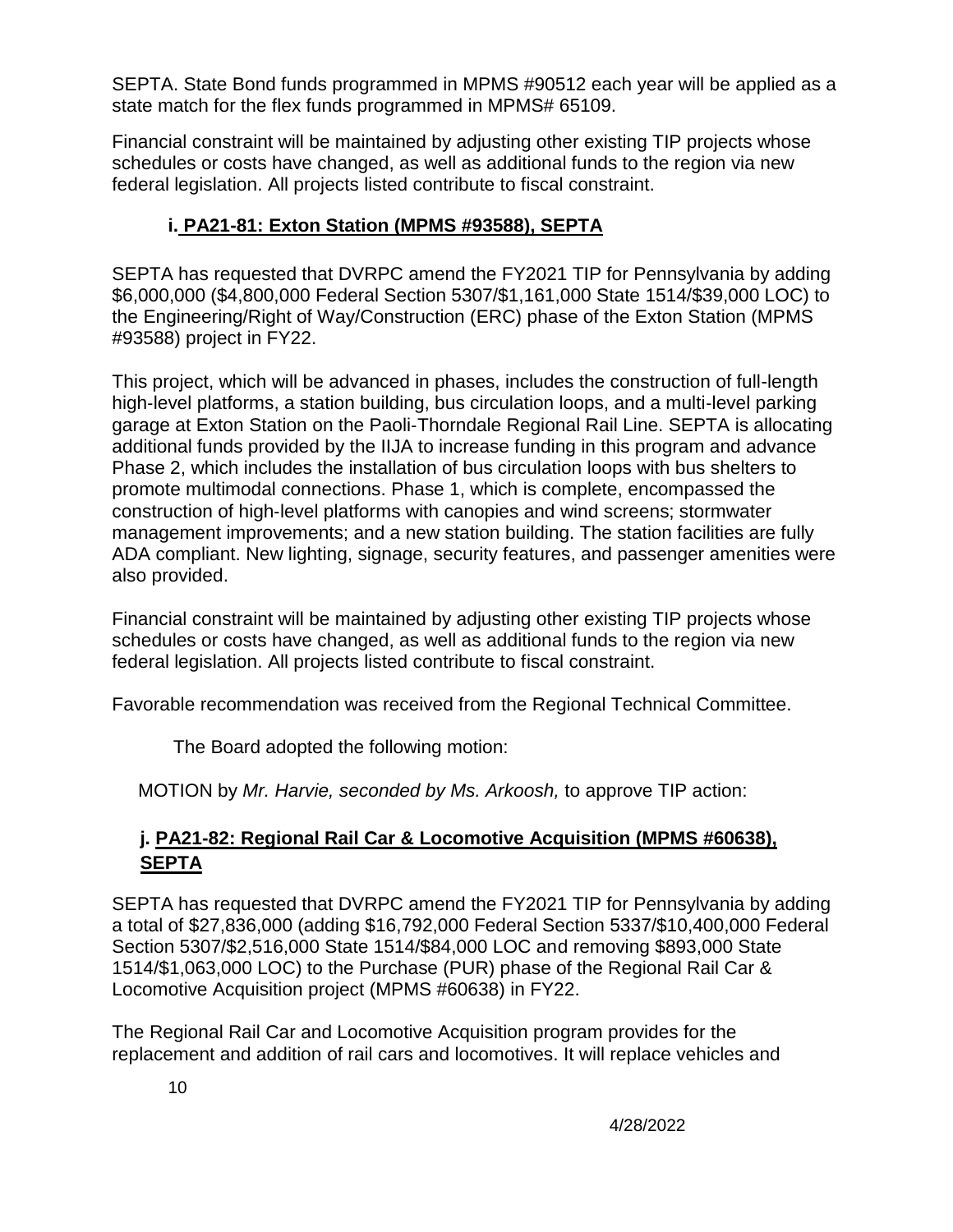SEPTA. State Bond funds programmed in MPMS #90512 each year will be applied as a state match for the flex funds programmed in MPMS# 65109.

Financial constraint will be maintained by adjusting other existing TIP projects whose schedules or costs have changed, as well as additional funds to the region via new federal legislation. All projects listed contribute to fiscal constraint.

### i. PA21-81: Exton Station (MPMS #93588), SEPTA

SEPTA has requested that DVRPC amend the FY2021 TIP for Pennsylvania by adding $6,000,000 ($4,800,000 Federal Section 5307/$1,161,000 State 1514/$39,000 LOC) to the Engineering/Right of Way/Construction (ERC) phase of the Exton Station (MPMS #93588) project in FY22.

This project, which will be advanced in phases, includes the construction of full-length high-level platforms, a station building, bus circulation loops, and a multi-level parking garage at Exton Station on the Paoli-Thorndale Regional Rail Line. SEPTA is allocating additional funds provided by the IIJA to increase funding in this program and advance Phase 2, which includes the installation of bus circulation loops with bus shelters to promote multimodal connections. Phase 1, which is complete, encompassed the construction of high-level platforms with canopies and wind screens; stormwater management improvements; and a new station building. The station facilities are fully ADA compliant. New lighting, signage, security features, and passenger amenities were also provided.

Financial constraint will be maintained by adjusting other existing TIP projects whose schedules or costs have changed, as well as additional funds to the region via new federal legislation. All projects listed contribute to fiscal constraint.

Favorable recommendation was received from the Regional Technical Committee.

The Board adopted the following motion:

MOTION by *Mr. Harvie, seconded by Ms. Arkoosh,* to approve TIP action:

### j. PA21-82: Regional Rail Car & Locomotive Acquisition (MPMS #60638), SEPTA

SEPTA has requested that DVRPC amend the FY2021 TIP for Pennsylvania by adding a total of $27,836,000 (adding $16,792,000 Federal Section 5337/$10,400,000 Federal Section 5307/$2,516,000 State 1514/$84,000 LOC and removing $893,000 State 1514/$1,063,000 LOC) to the Purchase (PUR) phase of the Regional Rail Car & Locomotive Acquisition project (MPMS #60638) in FY22.

The Regional Rail Car and Locomotive Acquisition program provides for the replacement and addition of rail cars and locomotives. It will replace vehicles and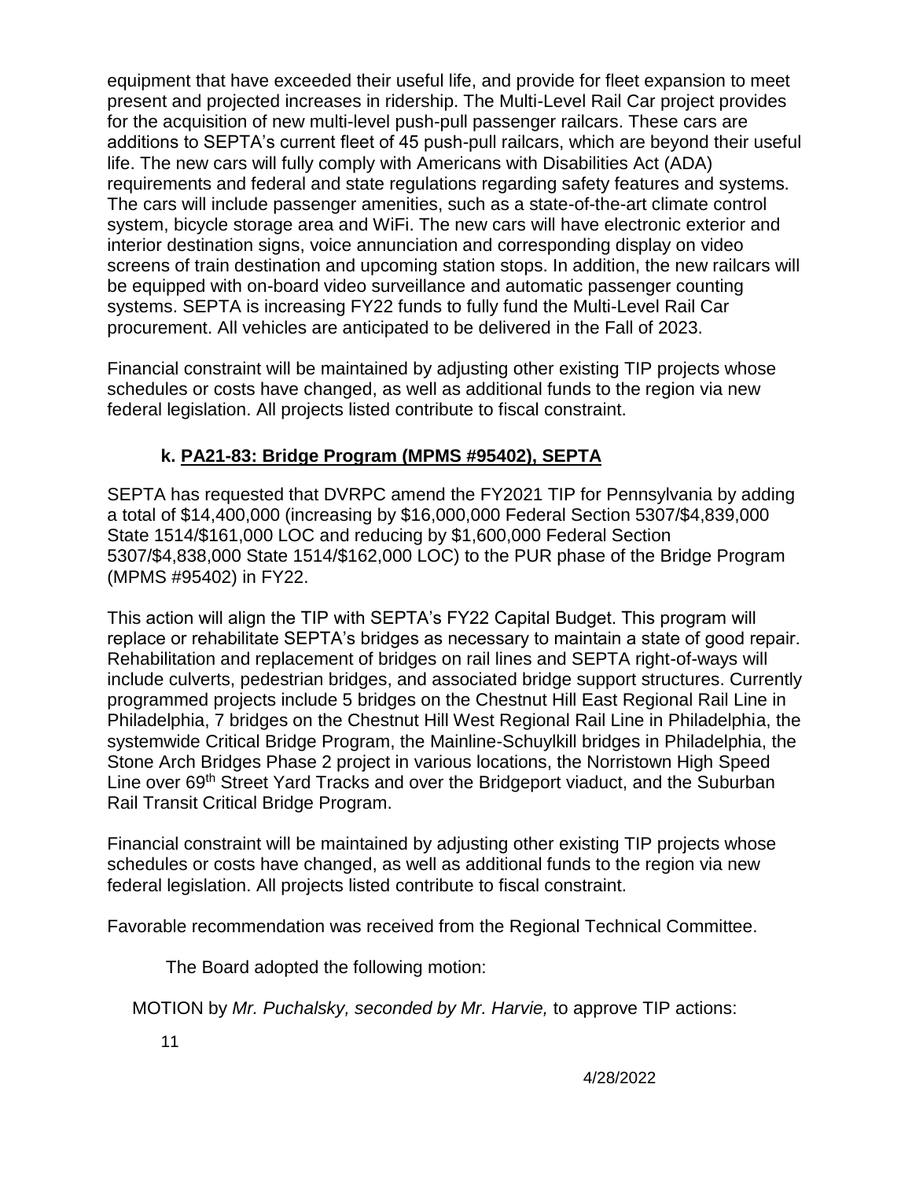equipment that have exceeded their useful life, and provide for fleet expansion to meet present and projected increases in ridership. The Multi-Level Rail Car project provides for the acquisition of new multi-level push-pull passenger railcars. These cars are additions to SEPTA's current fleet of 45 push-pull railcars, which are beyond their useful life. The new cars will fully comply with Americans with Disabilities Act (ADA) requirements and federal and state regulations regarding safety features and systems. The cars will include passenger amenities, such as a state-of-the-art climate control system, bicycle storage area and WiFi. The new cars will have electronic exterior and interior destination signs, voice annunciation and corresponding display on video screens of train destination and upcoming station stops. In addition, the new railcars will be equipped with on-board video surveillance and automatic passenger counting systems. SEPTA is increasing FY22 funds to fully fund the Multi-Level Rail Car procurement. All vehicles are anticipated to be delivered in the Fall of 2023.

Financial constraint will be maintained by adjusting other existing TIP projects whose schedules or costs have changed, as well as additional funds to the region via new federal legislation. All projects listed contribute to fiscal constraint.

**k. PA21-83: Bridge Program (MPMS #95402), SEPTA**

SEPTA has requested that DVRPC amend the FY2021 TIP for Pennsylvania by adding a total of $14,400,000 (increasing by $16,000,000 Federal Section 5307/$4,839,000 State 1514/$161,000 LOC and reducing by $1,600,000 Federal Section 5307/$4,838,000 State 1514/$162,000 LOC) to the PUR phase of the Bridge Program (MPMS #95402) in FY22.

This action will align the TIP with SEPTA's FY22 Capital Budget. This program will replace or rehabilitate SEPTA's bridges as necessary to maintain a state of good repair. Rehabilitation and replacement of bridges on rail lines and SEPTA right-of-ways will include culverts, pedestrian bridges, and associated bridge support structures. Currently programmed projects include 5 bridges on the Chestnut Hill East Regional Rail Line in Philadelphia, 7 bridges on the Chestnut Hill West Regional Rail Line in Philadelphia, the systemwide Critical Bridge Program, the Mainline-Schuylkill bridges in Philadelphia, the Stone Arch Bridges Phase 2 project in various locations, the Norristown High Speed Line over 69th Street Yard Tracks and over the Bridgeport viaduct, and the Suburban Rail Transit Critical Bridge Program.

Financial constraint will be maintained by adjusting other existing TIP projects whose schedules or costs have changed, as well as additional funds to the region via new federal legislation. All projects listed contribute to fiscal constraint.

Favorable recommendation was received from the Regional Technical Committee.

The Board adopted the following motion:

MOTION by *Mr. Puchalsky, seconded by Mr. Harvie,* to approve TIP actions: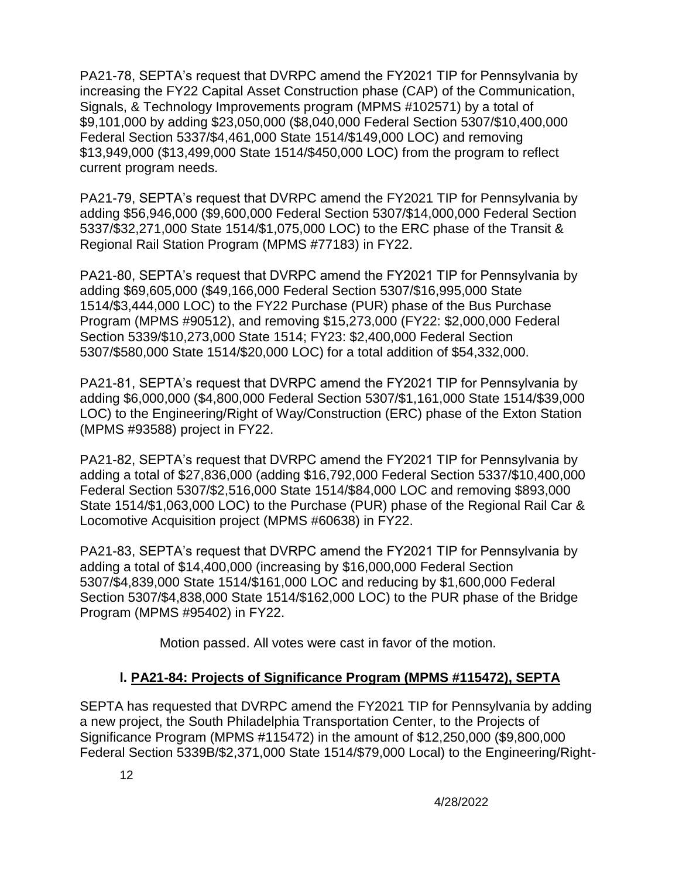PA21-78, SEPTA's request that DVRPC amend the FY2021 TIP for Pennsylvania by increasing the FY22 Capital Asset Construction phase (CAP) of the Communication, Signals, & Technology Improvements program (MPMS #102571) by a total of $9,101,000 by adding $23,050,000 ($8,040,000 Federal Section 5307/$10,400,000 Federal Section 5337/$4,461,000 State 1514/$149,000 LOC) and removing $13,949,000 ($13,499,000 State 1514/$450,000 LOC) from the program to reflect current program needs.

PA21-79, SEPTA's request that DVRPC amend the FY2021 TIP for Pennsylvania by adding $56,946,000 ($9,600,000 Federal Section 5307/$14,000,000 Federal Section 5337/$32,271,000 State 1514/$1,075,000 LOC) to the ERC phase of the Transit & Regional Rail Station Program (MPMS #77183) in FY22.

PA21-80, SEPTA's request that DVRPC amend the FY2021 TIP for Pennsylvania by adding $69,605,000 ($49,166,000 Federal Section 5307/$16,995,000 State 1514/$3,444,000 LOC) to the FY22 Purchase (PUR) phase of the Bus Purchase Program (MPMS #90512), and removing $15,273,000 (FY22: $2,000,000 Federal Section 5339/$10,273,000 State 1514; FY23: $2,400,000 Federal Section 5307/$580,000 State 1514/$20,000 LOC) for a total addition of $54,332,000.

PA21-81, SEPTA's request that DVRPC amend the FY2021 TIP for Pennsylvania by adding $6,000,000 ($4,800,000 Federal Section 5307/$1,161,000 State 1514/$39,000 LOC) to the Engineering/Right of Way/Construction (ERC) phase of the Exton Station (MPMS #93588) project in FY22.

PA21-82, SEPTA's request that DVRPC amend the FY2021 TIP for Pennsylvania by adding a total of $27,836,000 (adding $16,792,000 Federal Section 5337/$10,400,000 Federal Section 5307/$2,516,000 State 1514/$84,000 LOC and removing $893,000 State 1514/$1,063,000 LOC) to the Purchase (PUR) phase of the Regional Rail Car & Locomotive Acquisition project (MPMS #60638) in FY22.

PA21-83, SEPTA's request that DVRPC amend the FY2021 TIP for Pennsylvania by adding a total of $14,400,000 (increasing by $16,000,000 Federal Section 5307/$4,839,000 State 1514/$161,000 LOC and reducing by $1,600,000 Federal Section 5307/$4,838,000 State 1514/$162,000 LOC) to the PUR phase of the Bridge Program (MPMS #95402) in FY22.

Motion passed. All votes were cast in favor of the motion.

## I. PA21-84: Projects of Significance Program (MPMS #115472), SEPTA

SEPTA has requested that DVRPC amend the FY2021 TIP for Pennsylvania by adding a new project, the South Philadelphia Transportation Center, to the Projects of Significance Program (MPMS #115472) in the amount of $12,250,000 ($9,800,000 Federal Section 5339B/$2,371,000 State 1514/$79,000 Local) to the Engineering/Right-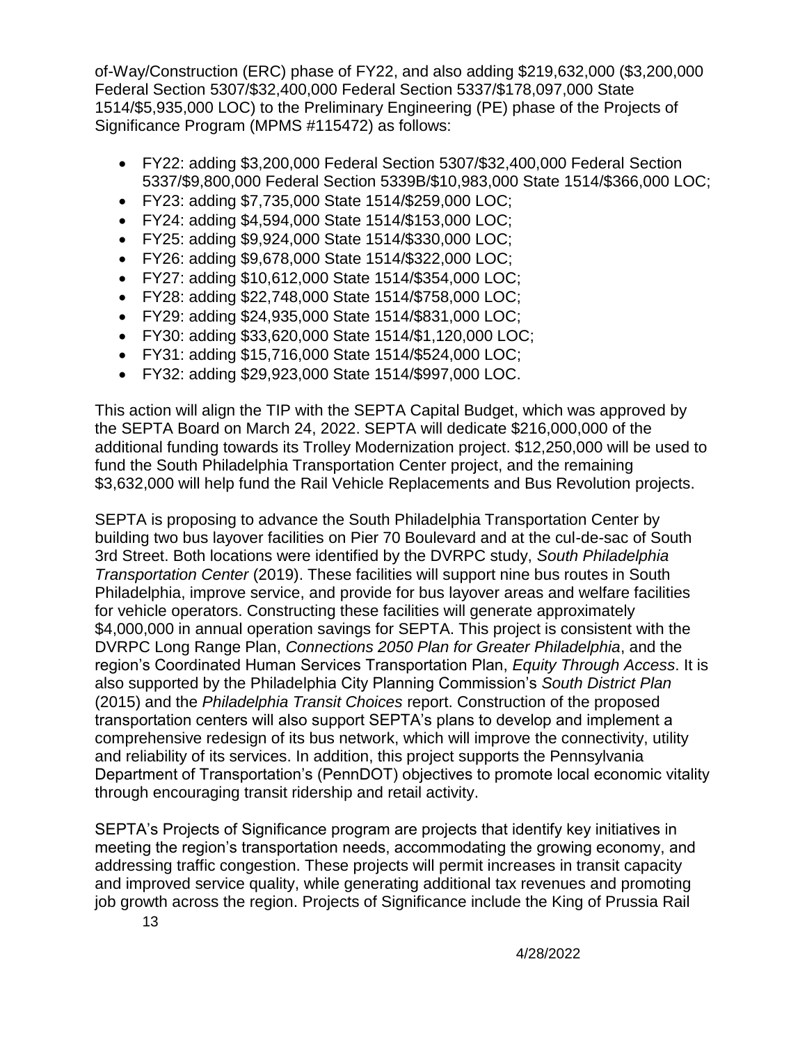of-Way/Construction (ERC) phase of FY22, and also adding $219,632,000 ($3,200,000 Federal Section 5307/$32,400,000 Federal Section 5337/$178,097,000 State 1514/$5,935,000 LOC) to the Preliminary Engineering (PE) phase of the Projects of Significance Program (MPMS #115472) as follows:

- FY22: adding $3,200,000 Federal Section 5307/$32,400,000 Federal Section 5337/$9,800,000 Federal Section 5339B/$10,983,000 State 1514/$366,000 LOC;
- FY23: adding $7,735,000 State 1514/$259,000 LOC;
- FY24: adding $4,594,000 State 1514/$153,000 LOC;
- FY25: adding $9,924,000 State 1514/$330,000 LOC;
- FY26: adding $9,678,000 State 1514/$322,000 LOC;
- FY27: adding $10,612,000 State 1514/$354,000 LOC;
- FY28: adding $22,748,000 State 1514/$758,000 LOC;
- FY29: adding $24,935,000 State 1514/$831,000 LOC;
- FY30: adding $33,620,000 State 1514/$1,120,000 LOC;
- FY31: adding $15,716,000 State 1514/$524,000 LOC;
- FY32: adding $29,923,000 State 1514/$997,000 LOC.

This action will align the TIP with the SEPTA Capital Budget, which was approved by the SEPTA Board on March 24, 2022. SEPTA will dedicate $216,000,000 of the additional funding towards its Trolley Modernization project. $12,250,000 will be used to fund the South Philadelphia Transportation Center project, and the remaining $3,632,000 will help fund the Rail Vehicle Replacements and Bus Revolution projects.

SEPTA is proposing to advance the South Philadelphia Transportation Center by building two bus layover facilities on Pier 70 Boulevard and at the cul-de-sac of South 3rd Street. Both locations were identified by the DVRPC study, *South Philadelphia Transportation Center* (2019). These facilities will support nine bus routes in South Philadelphia, improve service, and provide for bus layover areas and welfare facilities for vehicle operators. Constructing these facilities will generate approximately $4,000,000 in annual operation savings for SEPTA. This project is consistent with the DVRPC Long Range Plan, *Connections 2050 Plan for Greater Philadelphia*, and the region's Coordinated Human Services Transportation Plan, *Equity Through Access*. It is also supported by the Philadelphia City Planning Commission's *South District Plan* (2015) and the *Philadelphia Transit Choices* report. Construction of the proposed transportation centers will also support SEPTA's plans to develop and implement a comprehensive redesign of its bus network, which will improve the connectivity, utility and reliability of its services. In addition, this project supports the Pennsylvania Department of Transportation's (PennDOT) objectives to promote local economic vitality through encouraging transit ridership and retail activity.

SEPTA's Projects of Significance program are projects that identify key initiatives in meeting the region's transportation needs, accommodating the growing economy, and addressing traffic congestion. These projects will permit increases in transit capacity and improved service quality, while generating additional tax revenues and promoting job growth across the region. Projects of Significance include the King of Prussia Rail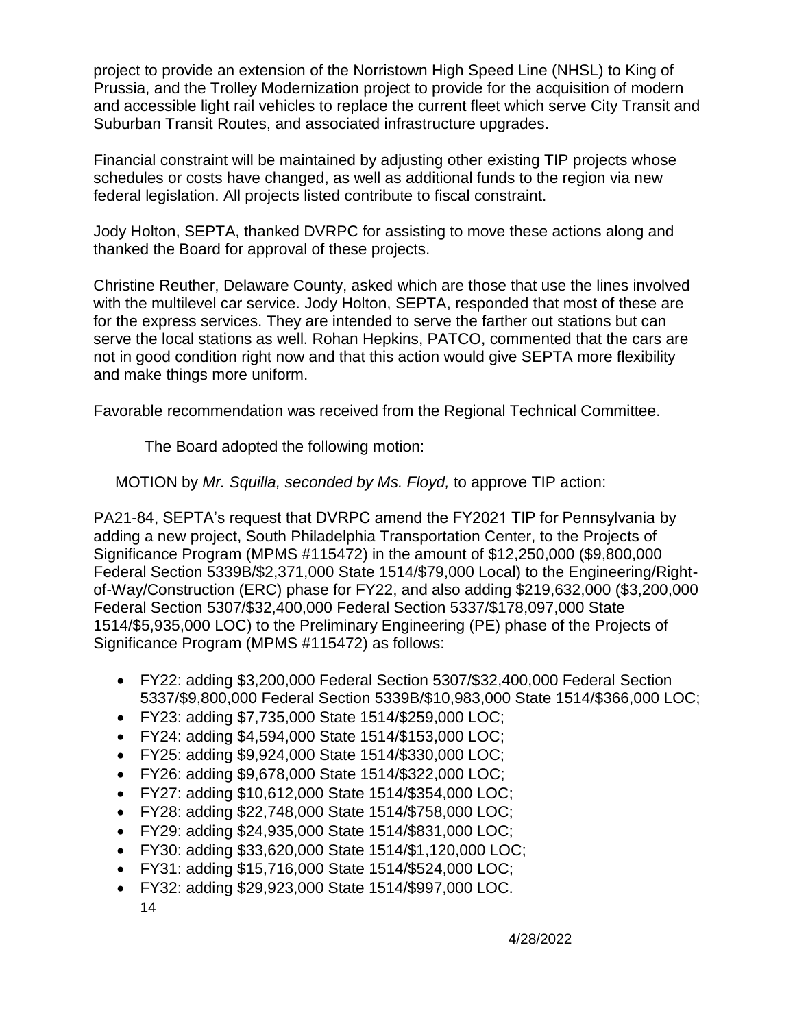project to provide an extension of the Norristown High Speed Line (NHSL) to King of Prussia, and the Trolley Modernization project to provide for the acquisition of modern and accessible light rail vehicles to replace the current fleet which serve City Transit and Suburban Transit Routes, and associated infrastructure upgrades.

Financial constraint will be maintained by adjusting other existing TIP projects whose schedules or costs have changed, as well as additional funds to the region via new federal legislation. All projects listed contribute to fiscal constraint.

Jody Holton, SEPTA, thanked DVRPC for assisting to move these actions along and thanked the Board for approval of these projects.

Christine Reuther, Delaware County, asked which are those that use the lines involved with the multilevel car service. Jody Holton, SEPTA, responded that most of these are for the express services. They are intended to serve the farther out stations but can serve the local stations as well. Rohan Hepkins, PATCO, commented that the cars are not in good condition right now and that this action would give SEPTA more flexibility and make things more uniform.

Favorable recommendation was received from the Regional Technical Committee.

The Board adopted the following motion:

MOTION by *Mr. Squilla, seconded by Ms. Floyd,* to approve TIP action:

PA21-84, SEPTA's request that DVRPC amend the FY2021 TIP for Pennsylvania by adding a new project, South Philadelphia Transportation Center, to the Projects of Significance Program (MPMS #115472) in the amount of $12,250,000 ($9,800,000 Federal Section 5339B/$2,371,000 State 1514/$79,000 Local) to the Engineering/Right-of-Way/Construction (ERC) phase for FY22, and also adding $219,632,000 ($3,200,000 Federal Section 5307/$32,400,000 Federal Section 5337/$178,097,000 State 1514/$5,935,000 LOC) to the Preliminary Engineering (PE) phase of the Projects of Significance Program (MPMS #115472) as follows:

- FY22: adding $3,200,000 Federal Section 5307/$32,400,000 Federal Section 5337/$9,800,000 Federal Section 5339B/$10,983,000 State 1514/$366,000 LOC;
- FY23: adding $7,735,000 State 1514/$259,000 LOC;
- FY24: adding $4,594,000 State 1514/$153,000 LOC;
- FY25: adding $9,924,000 State 1514/$330,000 LOC;
- FY26: adding $9,678,000 State 1514/$322,000 LOC;
- FY27: adding $10,612,000 State 1514/$354,000 LOC;
- FY28: adding $22,748,000 State 1514/$758,000 LOC;
- FY29: adding $24,935,000 State 1514/$831,000 LOC;
- FY30: adding $33,620,000 State 1514/$1,120,000 LOC;
- FY31: adding $15,716,000 State 1514/$524,000 LOC;
- FY32: adding $29,923,000 State 1514/$997,000 LOC.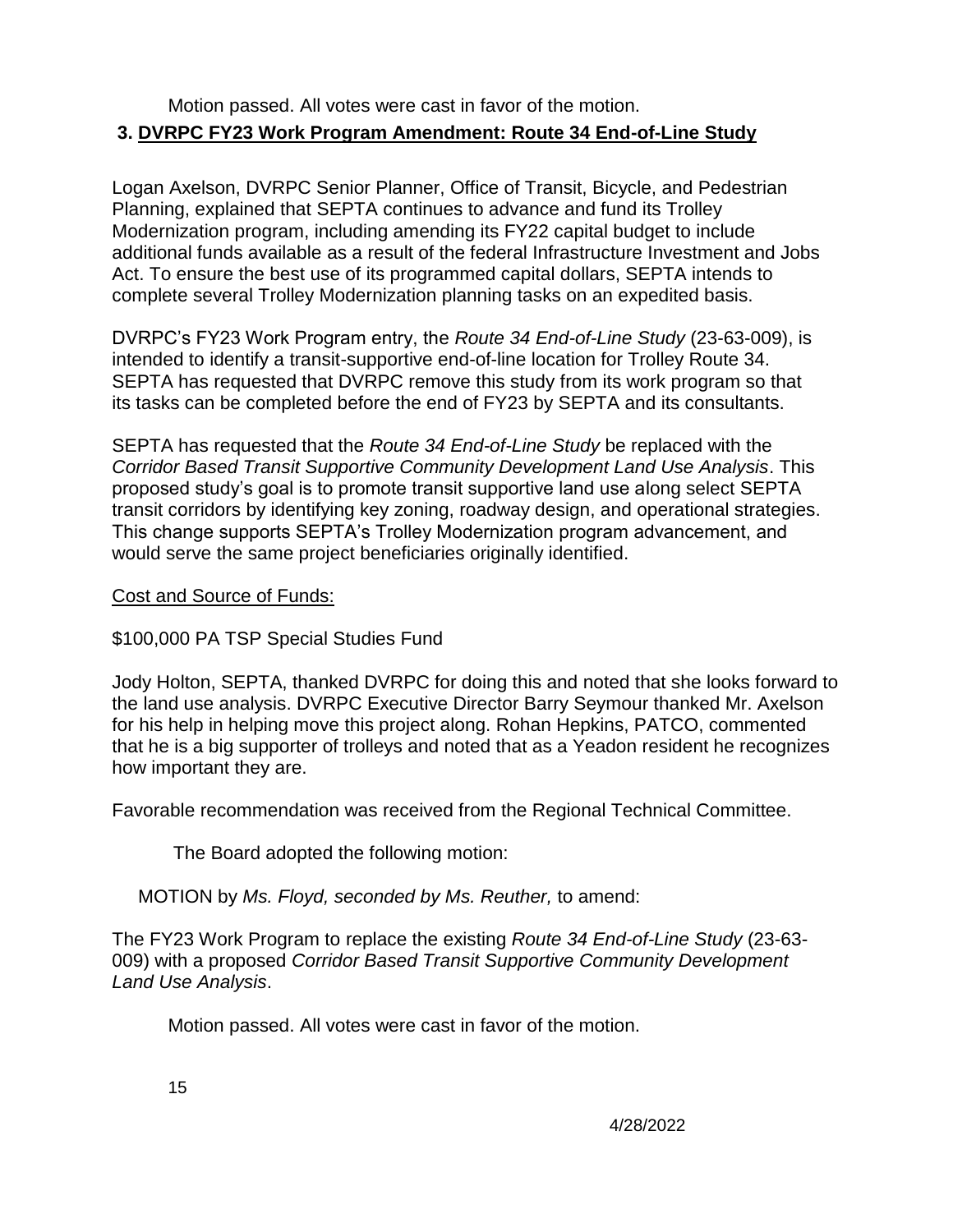Motion passed. All votes were cast in favor of the motion.

**3. DVRPC FY23 Work Program Amendment: Route 34 End-of-Line Study**

Logan Axelson, DVRPC Senior Planner, Office of Transit, Bicycle, and Pedestrian Planning, explained that SEPTA continues to advance and fund its Trolley Modernization program, including amending its FY22 capital budget to include additional funds available as a result of the federal Infrastructure Investment and Jobs Act. To ensure the best use of its programmed capital dollars, SEPTA intends to complete several Trolley Modernization planning tasks on an expedited basis.

DVRPC's FY23 Work Program entry, the *Route 34 End-of-Line Study* (23-63-009), is intended to identify a transit-supportive end-of-line location for Trolley Route 34. SEPTA has requested that DVRPC remove this study from its work program so that its tasks can be completed before the end of FY23 by SEPTA and its consultants.

SEPTA has requested that the *Route 34 End-of-Line Study* be replaced with the *Corridor Based Transit Supportive Community Development Land Use Analysis*. This proposed study's goal is to promote transit supportive land use along select SEPTA transit corridors by identifying key zoning, roadway design, and operational strategies. This change supports SEPTA's Trolley Modernization program advancement, and would serve the same project beneficiaries originally identified.

Cost and Source of Funds:

$100,000 PA TSP Special Studies Fund

Jody Holton, SEPTA, thanked DVRPC for doing this and noted that she looks forward to the land use analysis. DVRPC Executive Director Barry Seymour thanked Mr. Axelson for his help in helping move this project along. Rohan Hepkins, PATCO, commented that he is a big supporter of trolleys and noted that as a Yeadon resident he recognizes how important they are.

Favorable recommendation was received from the Regional Technical Committee.

The Board adopted the following motion:

MOTION by *Ms. Floyd, seconded by Ms. Reuther,* to amend:

The FY23 Work Program to replace the existing *Route 34 End-of-Line Study* (23-63-009) with a proposed *Corridor Based Transit Supportive Community Development Land Use Analysis*.

Motion passed. All votes were cast in favor of the motion.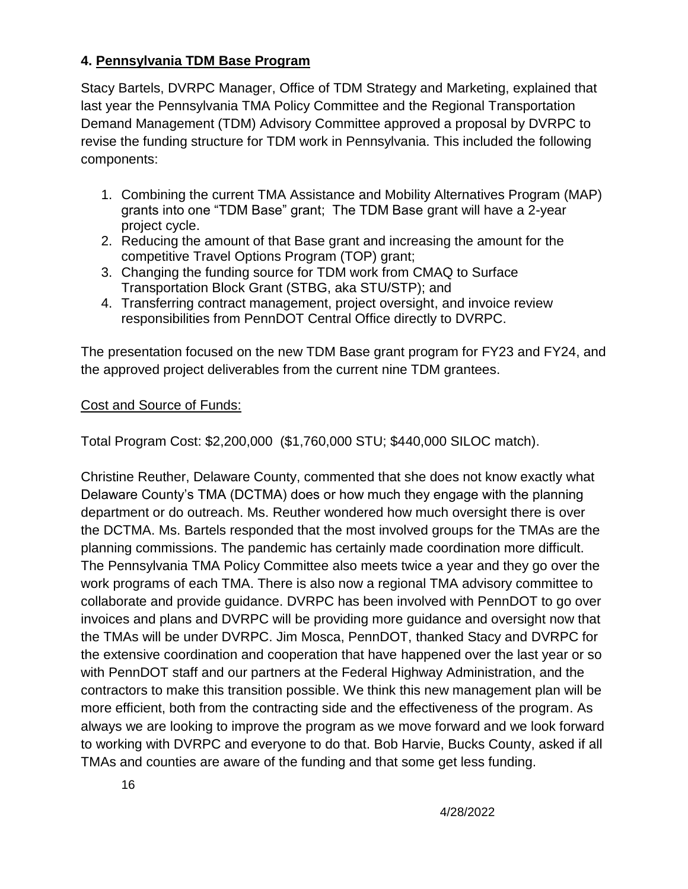### 4. Pennsylvania TDM Base Program

Stacy Bartels, DVRPC Manager, Office of TDM Strategy and Marketing, explained that last year the Pennsylvania TMA Policy Committee and the Regional Transportation Demand Management (TDM) Advisory Committee approved a proposal by DVRPC to revise the funding structure for TDM work in Pennsylvania. This included the following components:

1. Combining the current TMA Assistance and Mobility Alternatives Program (MAP) grants into one "TDM Base" grant; The TDM Base grant will have a 2-year project cycle.
2. Reducing the amount of that Base grant and increasing the amount for the competitive Travel Options Program (TOP) grant;
3. Changing the funding source for TDM work from CMAQ to Surface Transportation Block Grant (STBG, aka STU/STP); and
4. Transferring contract management, project oversight, and invoice review responsibilities from PennDOT Central Office directly to DVRPC.

The presentation focused on the new TDM Base grant program for FY23 and FY24, and the approved project deliverables from the current nine TDM grantees.

Cost and Source of Funds:

Total Program Cost: $2,200,000 ($1,760,000 STU; $440,000 SILOC match).

Christine Reuther, Delaware County, commented that she does not know exactly what Delaware County's TMA (DCTMA) does or how much they engage with the planning department or do outreach. Ms. Reuther wondered how much oversight there is over the DCTMA. Ms. Bartels responded that the most involved groups for the TMAs are the planning commissions. The pandemic has certainly made coordination more difficult. The Pennsylvania TMA Policy Committee also meets twice a year and they go over the work programs of each TMA. There is also now a regional TMA advisory committee to collaborate and provide guidance. DVRPC has been involved with PennDOT to go over invoices and plans and DVRPC will be providing more guidance and oversight now that the TMAs will be under DVRPC. Jim Mosca, PennDOT, thanked Stacy and DVRPC for the extensive coordination and cooperation that have happened over the last year or so with PennDOT staff and our partners at the Federal Highway Administration, and the contractors to make this transition possible. We think this new management plan will be more efficient, both from the contracting side and the effectiveness of the program. As always we are looking to improve the program as we move forward and we look forward to working with DVRPC and everyone to do that. Bob Harvie, Bucks County, asked if all TMAs and counties are aware of the funding and that some get less funding.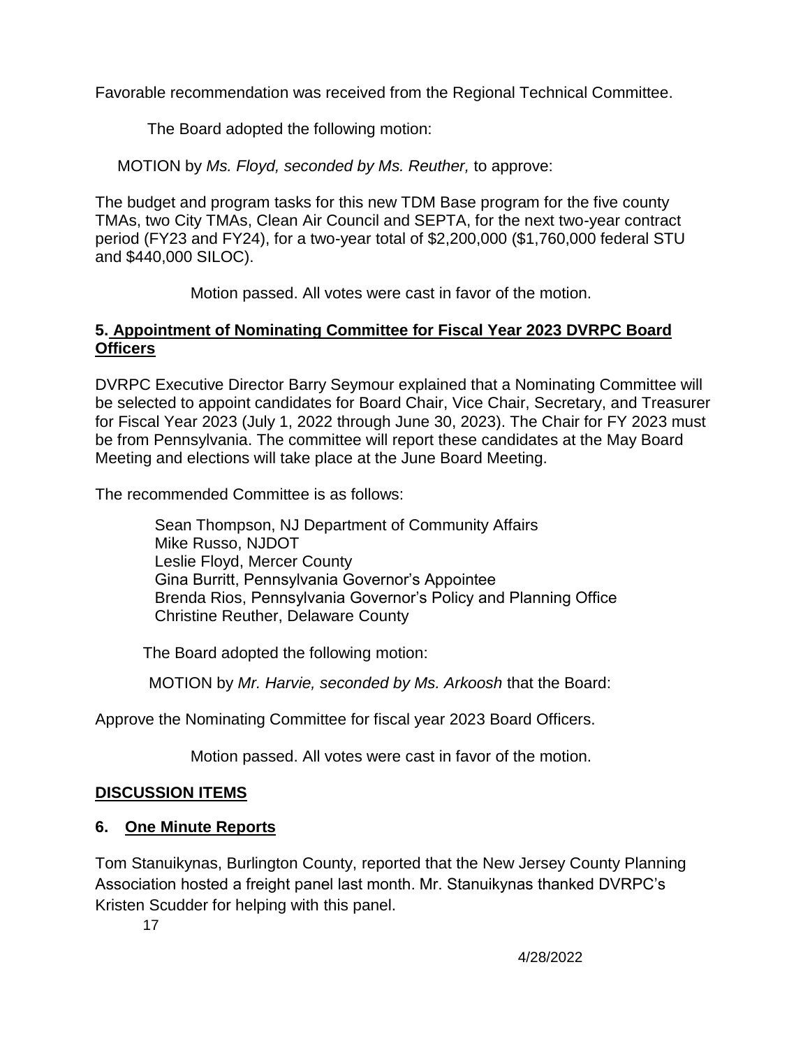Favorable recommendation was received from the Regional Technical Committee.

The Board adopted the following motion:

MOTION by *Ms. Floyd, seconded by Ms. Reuther,* to approve:

The budget and program tasks for this new TDM Base program for the five county TMAs, two City TMAs, Clean Air Council and SEPTA, for the next two-year contract period (FY23 and FY24), for a two-year total of $2,200,000 ($1,760,000 federal STU and $440,000 SILOC).

Motion passed. All votes were cast in favor of the motion.

**5. Appointment of Nominating Committee for Fiscal Year 2023 DVRPC Board Officers**

DVRPC Executive Director Barry Seymour explained that a Nominating Committee will be selected to appoint candidates for Board Chair, Vice Chair, Secretary, and Treasurer for Fiscal Year 2023 (July 1, 2022 through June 30, 2023). The Chair for FY 2023 must be from Pennsylvania. The committee will report these candidates at the May Board Meeting and elections will take place at the June Board Meeting.

The recommended Committee is as follows:

Sean Thompson, NJ Department of Community Affairs
Mike Russo, NJDOT
Leslie Floyd, Mercer County
Gina Burritt, Pennsylvania Governor's Appointee
Brenda Rios, Pennsylvania Governor's Policy and Planning Office
Christine Reuther, Delaware County

The Board adopted the following motion:

MOTION by *Mr. Harvie, seconded by Ms. Arkoosh* that the Board:

Approve the Nominating Committee for fiscal year 2023 Board Officers.

Motion passed. All votes were cast in favor of the motion.

**DISCUSSION ITEMS**

**6. One Minute Reports**

Tom Stanuikynas, Burlington County, reported that the New Jersey County Planning Association hosted a freight panel last month. Mr. Stanuikynas thanked DVRPC's Kristen Scudder for helping with this panel.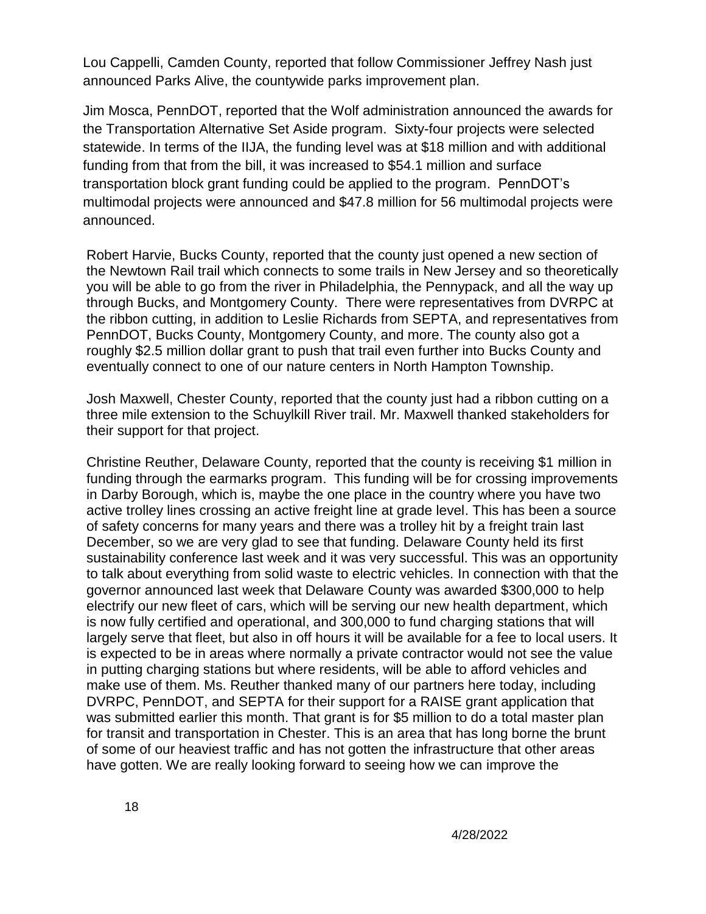Lou Cappelli, Camden County, reported that follow Commissioner Jeffrey Nash just announced Parks Alive, the countywide parks improvement plan.

Jim Mosca, PennDOT, reported that the Wolf administration announced the awards for the Transportation Alternative Set Aside program. Sixty-four projects were selected statewide. In terms of the IIJA, the funding level was at $18 million and with additional funding from that from the bill, it was increased to $54.1 million and surface transportation block grant funding could be applied to the program. PennDOT's multimodal projects were announced and $47.8 million for 56 multimodal projects were announced.

Robert Harvie, Bucks County, reported that the county just opened a new section of the Newtown Rail trail which connects to some trails in New Jersey and so theoretically you will be able to go from the river in Philadelphia, the Pennypack, and all the way up through Bucks, and Montgomery County. There were representatives from DVRPC at the ribbon cutting, in addition to Leslie Richards from SEPTA, and representatives from PennDOT, Bucks County, Montgomery County, and more. The county also got a roughly $2.5 million dollar grant to push that trail even further into Bucks County and eventually connect to one of our nature centers in North Hampton Township.

Josh Maxwell, Chester County, reported that the county just had a ribbon cutting on a three mile extension to the Schuylkill River trail. Mr. Maxwell thanked stakeholders for their support for that project.

Christine Reuther, Delaware County, reported that the county is receiving $1 million in funding through the earmarks program. This funding will be for crossing improvements in Darby Borough, which is, maybe the one place in the country where you have two active trolley lines crossing an active freight line at grade level. This has been a source of safety concerns for many years and there was a trolley hit by a freight train last December, so we are very glad to see that funding. Delaware County held its first sustainability conference last week and it was very successful. This was an opportunity to talk about everything from solid waste to electric vehicles. In connection with that the governor announced last week that Delaware County was awarded $300,000 to help electrify our new fleet of cars, which will be serving our new health department, which is now fully certified and operational, and 300,000 to fund charging stations that will largely serve that fleet, but also in off hours it will be available for a fee to local users. It is expected to be in areas where normally a private contractor would not see the value in putting charging stations but where residents, will be able to afford vehicles and make use of them. Ms. Reuther thanked many of our partners here today, including DVRPC, PennDOT, and SEPTA for their support for a RAISE grant application that was submitted earlier this month. That grant is for $5 million to do a total master plan for transit and transportation in Chester. This is an area that has long borne the brunt of some of our heaviest traffic and has not gotten the infrastructure that other areas have gotten. We are really looking forward to seeing how we can improve the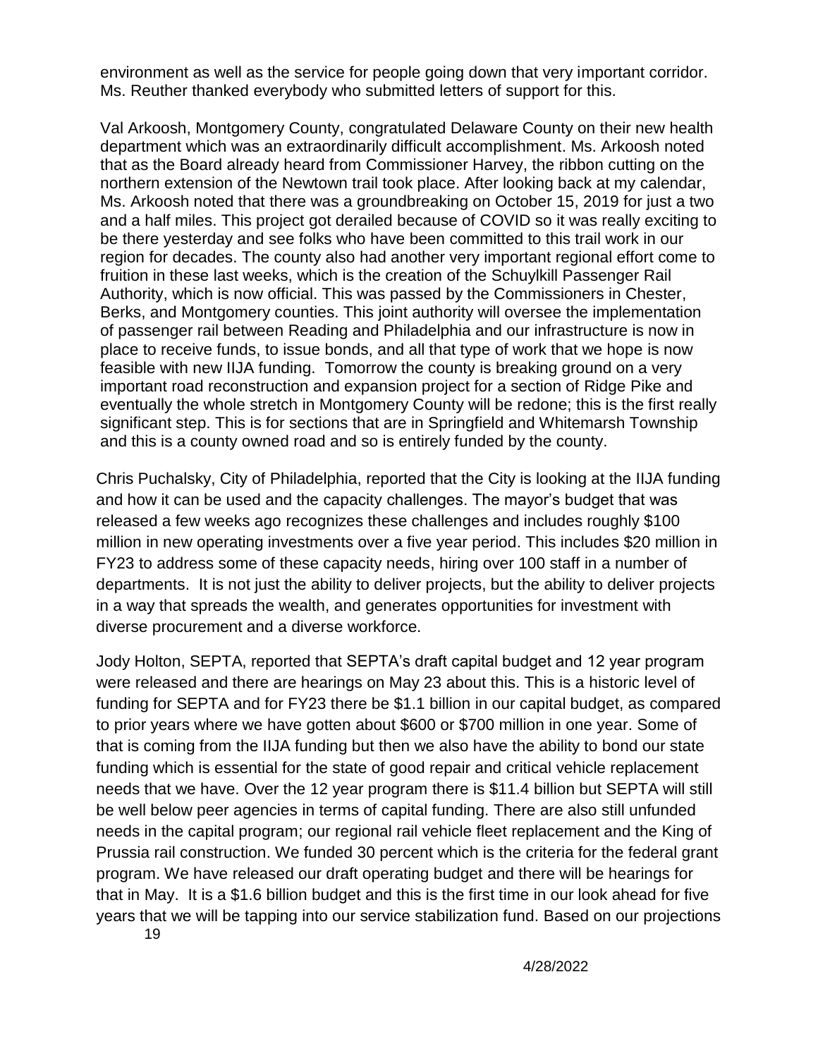environment as well as the service for people going down that very important corridor. Ms. Reuther thanked everybody who submitted letters of support for this.

Val Arkoosh, Montgomery County, congratulated Delaware County on their new health department which was an extraordinarily difficult accomplishment. Ms. Arkoosh noted that as the Board already heard from Commissioner Harvey, the ribbon cutting on the northern extension of the Newtown trail took place. After looking back at my calendar, Ms. Arkoosh noted that there was a groundbreaking on October 15, 2019 for just a two and a half miles. This project got derailed because of COVID so it was really exciting to be there yesterday and see folks who have been committed to this trail work in our region for decades. The county also had another very important regional effort come to fruition in these last weeks, which is the creation of the Schuylkill Passenger Rail Authority, which is now official. This was passed by the Commissioners in Chester, Berks, and Montgomery counties. This joint authority will oversee the implementation of passenger rail between Reading and Philadelphia and our infrastructure is now in place to receive funds, to issue bonds, and all that type of work that we hope is now feasible with new IIJA funding. Tomorrow the county is breaking ground on a very important road reconstruction and expansion project for a section of Ridge Pike and eventually the whole stretch in Montgomery County will be redone; this is the first really significant step. This is for sections that are in Springfield and Whitemarsh Township and this is a county owned road and so is entirely funded by the county.

Chris Puchalsky, City of Philadelphia, reported that the City is looking at the IIJA funding and how it can be used and the capacity challenges. The mayor's budget that was released a few weeks ago recognizes these challenges and includes roughly $100 million in new operating investments over a five year period. This includes $20 million in FY23 to address some of these capacity needs, hiring over 100 staff in a number of departments. It is not just the ability to deliver projects, but the ability to deliver projects in a way that spreads the wealth, and generates opportunities for investment with diverse procurement and a diverse workforce.

Jody Holton, SEPTA, reported that SEPTA's draft capital budget and 12 year program were released and there are hearings on May 23 about this. This is a historic level of funding for SEPTA and for FY23 there be $1.1 billion in our capital budget, as compared to prior years where we have gotten about $600 or $700 million in one year. Some of that is coming from the IIJA funding but then we also have the ability to bond our state funding which is essential for the state of good repair and critical vehicle replacement needs that we have. Over the 12 year program there is $11.4 billion but SEPTA will still be well below peer agencies in terms of capital funding. There are also still unfunded needs in the capital program; our regional rail vehicle fleet replacement and the King of Prussia rail construction. We funded 30 percent which is the criteria for the federal grant program. We have released our draft operating budget and there will be hearings for that in May. It is a $1.6 billion budget and this is the first time in our look ahead for five years that we will be tapping into our service stabilization fund. Based on our projections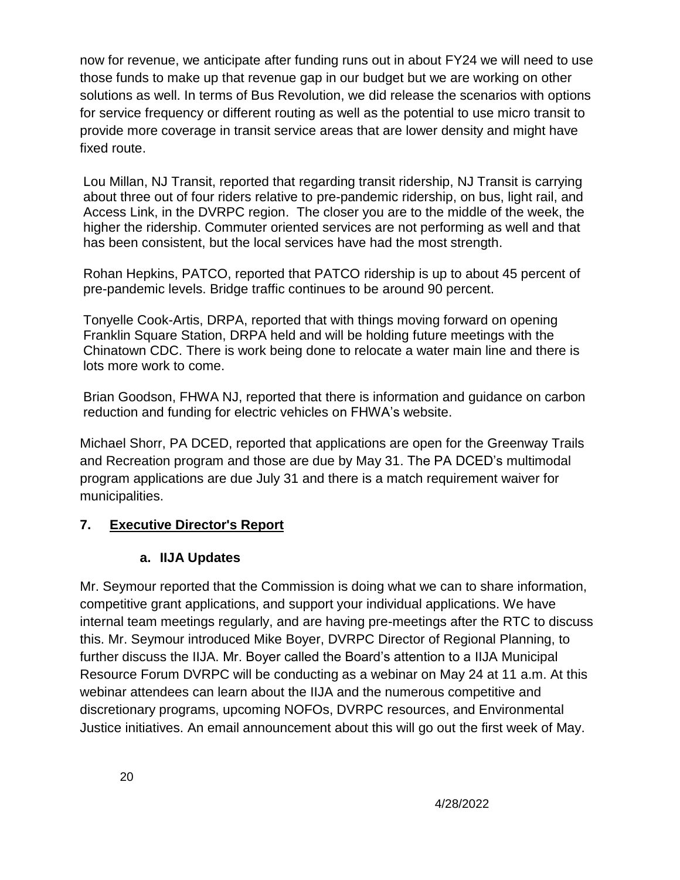now for revenue, we anticipate after funding runs out in about FY24 we will need to use those funds to make up that revenue gap in our budget but we are working on other solutions as well. In terms of Bus Revolution, we did release the scenarios with options for service frequency or different routing as well as the potential to use micro transit to provide more coverage in transit service areas that are lower density and might have fixed route.

Lou Millan, NJ Transit, reported that regarding transit ridership, NJ Transit is carrying about three out of four riders relative to pre-pandemic ridership, on bus, light rail, and Access Link, in the DVRPC region. The closer you are to the middle of the week, the higher the ridership. Commuter oriented services are not performing as well and that has been consistent, but the local services have had the most strength.

Rohan Hepkins, PATCO, reported that PATCO ridership is up to about 45 percent of pre-pandemic levels. Bridge traffic continues to be around 90 percent.

Tonyelle Cook-Artis, DRPA, reported that with things moving forward on opening Franklin Square Station, DRPA held and will be holding future meetings with the Chinatown CDC. There is work being done to relocate a water main line and there is lots more work to come.

Brian Goodson, FHWA NJ, reported that there is information and guidance on carbon reduction and funding for electric vehicles on FHWA's website.

Michael Shorr, PA DCED, reported that applications are open for the Greenway Trails and Recreation program and those are due by May 31. The PA DCED's multimodal program applications are due July 31 and there is a match requirement waiver for municipalities.

## 7. Executive Director's Report

### a. IIJA Updates

Mr. Seymour reported that the Commission is doing what we can to share information, competitive grant applications, and support your individual applications. We have internal team meetings regularly, and are having pre-meetings after the RTC to discuss this. Mr. Seymour introduced Mike Boyer, DVRPC Director of Regional Planning, to further discuss the IIJA. Mr. Boyer called the Board's attention to a IIJA Municipal Resource Forum DVRPC will be conducting as a webinar on May 24 at 11 a.m. At this webinar attendees can learn about the IIJA and the numerous competitive and discretionary programs, upcoming NOFOs, DVRPC resources, and Environmental Justice initiatives. An email announcement about this will go out the first week of May.

4/28/2022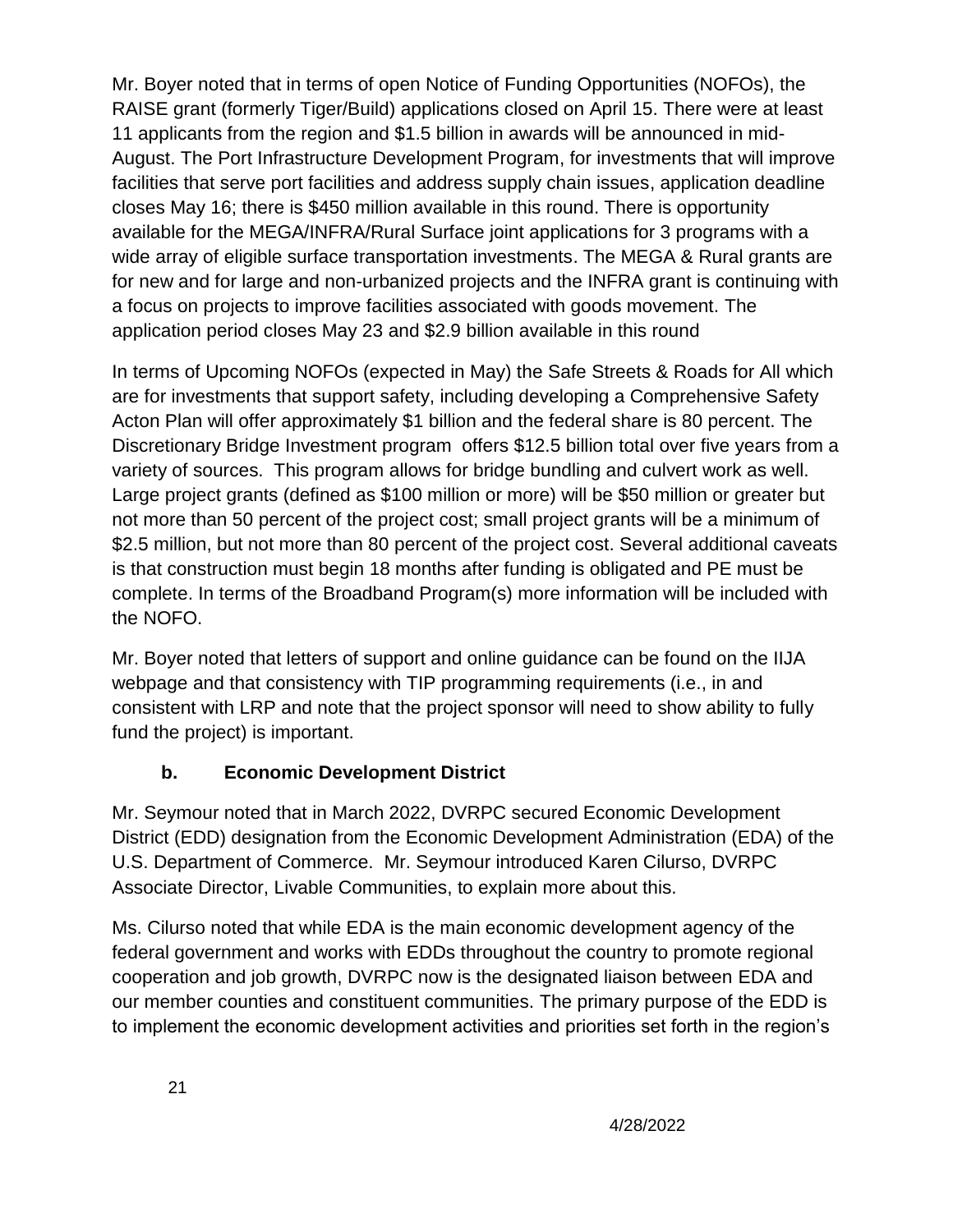Mr. Boyer noted that in terms of open Notice of Funding Opportunities (NOFOs), the RAISE grant (formerly Tiger/Build) applications closed on April 15. There were at least 11 applicants from the region and $1.5 billion in awards will be announced in mid-August. The Port Infrastructure Development Program, for investments that will improve facilities that serve port facilities and address supply chain issues, application deadline closes May 16; there is $450 million available in this round. There is opportunity available for the MEGA/INFRA/Rural Surface joint applications for 3 programs with a wide array of eligible surface transportation investments. The MEGA & Rural grants are for new and for large and non-urbanized projects and the INFRA grant is continuing with a focus on projects to improve facilities associated with goods movement. The application period closes May 23 and $2.9 billion available in this round

In terms of Upcoming NOFOs (expected in May) the Safe Streets & Roads for All which are for investments that support safety, including developing a Comprehensive Safety Acton Plan will offer approximately $1 billion and the federal share is 80 percent. The Discretionary Bridge Investment program offers $12.5 billion total over five years from a variety of sources. This program allows for bridge bundling and culvert work as well. Large project grants (defined as $100 million or more) will be $50 million or greater but not more than 50 percent of the project cost; small project grants will be a minimum of $2.5 million, but not more than 80 percent of the project cost. Several additional caveats is that construction must begin 18 months after funding is obligated and PE must be complete. In terms of the Broadband Program(s) more information will be included with the NOFO.

Mr. Boyer noted that letters of support and online guidance can be found on the IIJA webpage and that consistency with TIP programming requirements (i.e., in and consistent with LRP and note that the project sponsor will need to show ability to fully fund the project) is important.

### b. Economic Development District

Mr. Seymour noted that in March 2022, DVRPC secured Economic Development District (EDD) designation from the Economic Development Administration (EDA) of the U.S. Department of Commerce. Mr. Seymour introduced Karen Cilurso, DVRPC Associate Director, Livable Communities, to explain more about this.

Ms. Cilurso noted that while EDA is the main economic development agency of the federal government and works with EDDs throughout the country to promote regional cooperation and job growth, DVRPC now is the designated liaison between EDA and our member counties and constituent communities. The primary purpose of the EDD is to implement the economic development activities and priorities set forth in the region's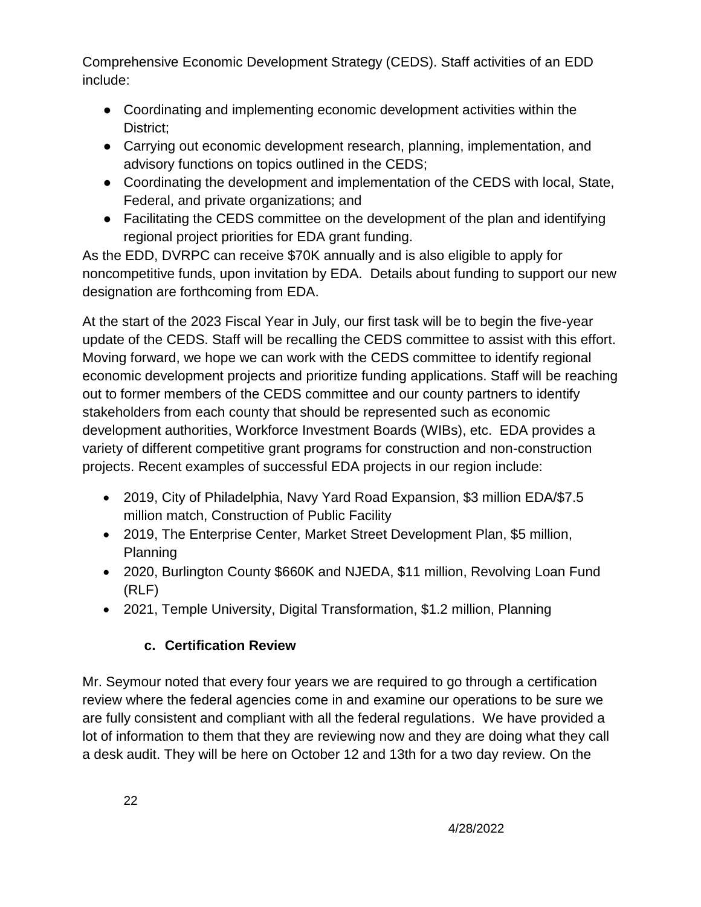Comprehensive Economic Development Strategy (CEDS). Staff activities of an EDD include:

- Coordinating and implementing economic development activities within the District;
- Carrying out economic development research, planning, implementation, and advisory functions on topics outlined in the CEDS;
- Coordinating the development and implementation of the CEDS with local, State, Federal, and private organizations; and
- Facilitating the CEDS committee on the development of the plan and identifying regional project priorities for EDA grant funding.

As the EDD, DVRPC can receive $70K annually and is also eligible to apply for noncompetitive funds, upon invitation by EDA. Details about funding to support our new designation are forthcoming from EDA.

At the start of the 2023 Fiscal Year in July, our first task will be to begin the five-year update of the CEDS. Staff will be recalling the CEDS committee to assist with this effort. Moving forward, we hope we can work with the CEDS committee to identify regional economic development projects and prioritize funding applications. Staff will be reaching out to former members of the CEDS committee and our county partners to identify stakeholders from each county that should be represented such as economic development authorities, Workforce Investment Boards (WIBs), etc. EDA provides a variety of different competitive grant programs for construction and non-construction projects. Recent examples of successful EDA projects in our region include:

- 2019, City of Philadelphia, Navy Yard Road Expansion, $3 million EDA/$7.5 million match, Construction of Public Facility
- 2019, The Enterprise Center, Market Street Development Plan, $5 million, Planning
- 2020, Burlington County $660K and NJEDA, $11 million, Revolving Loan Fund (RLF)
- 2021, Temple University, Digital Transformation, $1.2 million, Planning

### c. Certification Review

Mr. Seymour noted that every four years we are required to go through a certification review where the federal agencies come in and examine our operations to be sure we are fully consistent and compliant with all the federal regulations. We have provided a lot of information to them that they are reviewing now and they are doing what they call a desk audit. They will be here on October 12 and 13th for a two day review. On the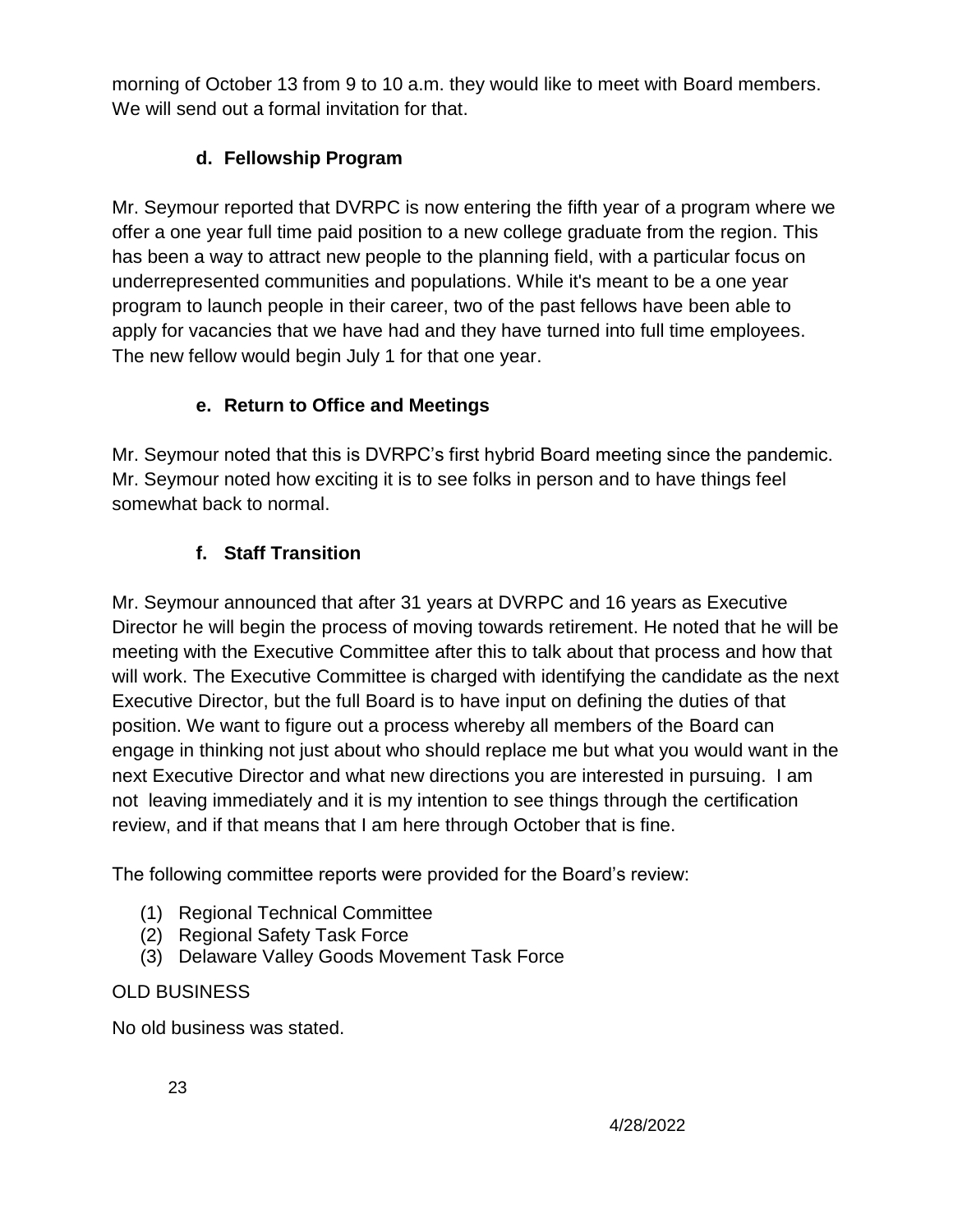morning of October 13 from 9 to 10 a.m. they would like to meet with Board members. We will send out a formal invitation for that.

### d. Fellowship Program

Mr. Seymour reported that DVRPC is now entering the fifth year of a program where we offer a one year full time paid position to a new college graduate from the region. This has been a way to attract new people to the planning field, with a particular focus on underrepresented communities and populations. While it's meant to be a one year program to launch people in their career, two of the past fellows have been able to apply for vacancies that we have had and they have turned into full time employees. The new fellow would begin July 1 for that one year.

### e. Return to Office and Meetings

Mr. Seymour noted that this is DVRPC's first hybrid Board meeting since the pandemic. Mr. Seymour noted how exciting it is to see folks in person and to have things feel somewhat back to normal.

### f. Staff Transition

Mr. Seymour announced that after 31 years at DVRPC and 16 years as Executive Director he will begin the process of moving towards retirement. He noted that he will be meeting with the Executive Committee after this to talk about that process and how that will work. The Executive Committee is charged with identifying the candidate as the next Executive Director, but the full Board is to have input on defining the duties of that position. We want to figure out a process whereby all members of the Board can engage in thinking not just about who should replace me but what you would want in the next Executive Director and what new directions you are interested in pursuing. I am not leaving immediately and it is my intention to see things through the certification review, and if that means that I am here through October that is fine.

The following committee reports were provided for the Board's review:

(1) Regional Technical Committee
(2) Regional Safety Task Force
(3) Delaware Valley Goods Movement Task Force

OLD BUSINESS

No old business was stated.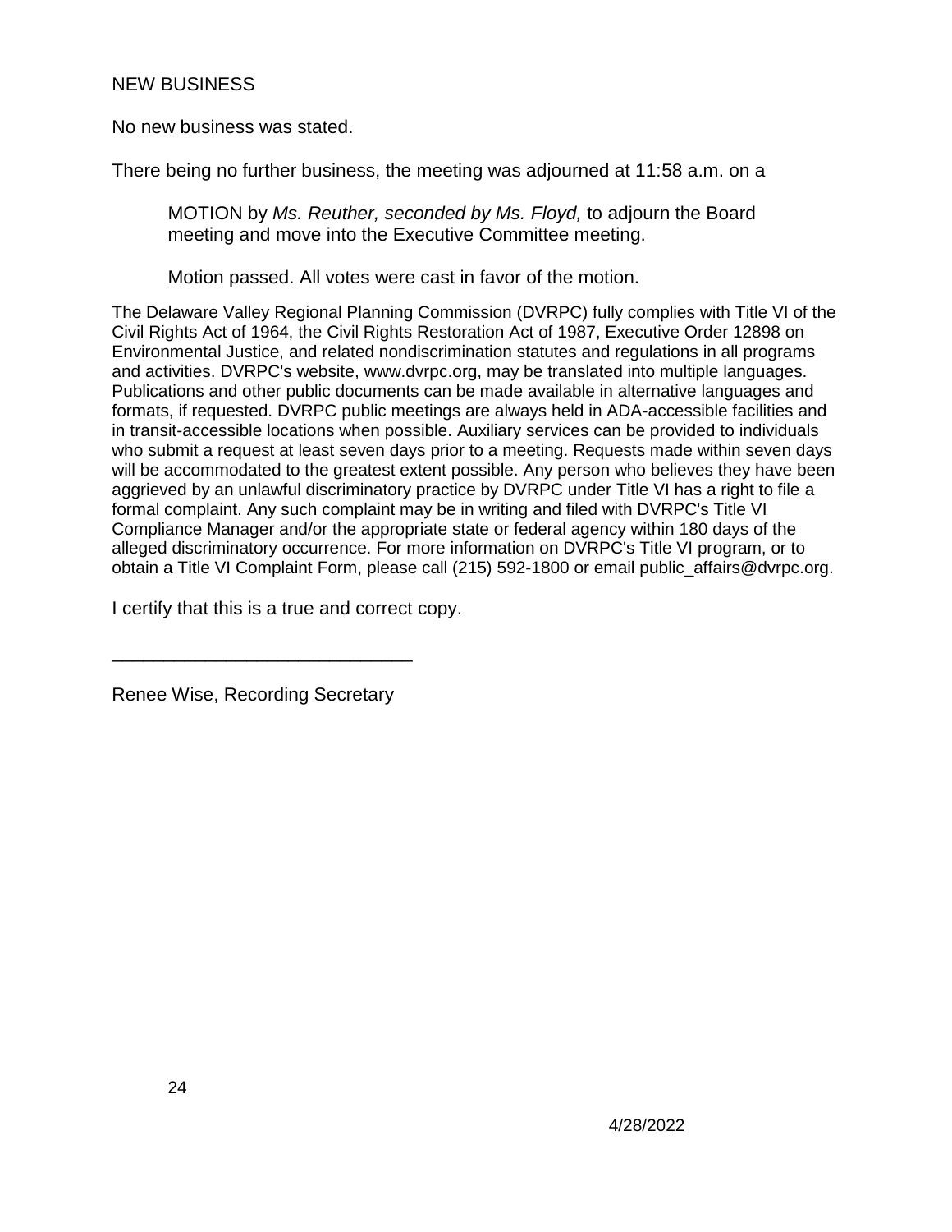NEW BUSINESS

No new business was stated.

There being no further business, the meeting was adjourned at 11:58 a.m. on a

> MOTION by *Ms. Reuther, seconded by Ms. Floyd,* to adjourn the Board meeting and move into the Executive Committee meeting.
>
> Motion passed. All votes were cast in favor of the motion.

The Delaware Valley Regional Planning Commission (DVRPC) fully complies with Title VI of the Civil Rights Act of 1964, the Civil Rights Restoration Act of 1987, Executive Order 12898 on Environmental Justice, and related nondiscrimination statutes and regulations in all programs and activities. DVRPC's website, www.dvrpc.org, may be translated into multiple languages. Publications and other public documents can be made available in alternative languages and formats, if requested. DVRPC public meetings are always held in ADA-accessible facilities and in transit-accessible locations when possible. Auxiliary services can be provided to individuals who submit a request at least seven days prior to a meeting. Requests made within seven days will be accommodated to the greatest extent possible. Any person who believes they have been aggrieved by an unlawful discriminatory practice by DVRPC under Title VI has a right to file a formal complaint. Any such complaint may be in writing and filed with DVRPC's Title VI Compliance Manager and/or the appropriate state or federal agency within 180 days of the alleged discriminatory occurrence. For more information on DVRPC's Title VI program, or to obtain a Title VI Complaint Form, please call (215) 592-1800 or email public_affairs@dvrpc.org.

I certify that this is a true and correct copy.

\_\_\_\_\_\_\_\_\_\_\_\_\_\_\_\_\_\_\_\_\_\_\_\_\_\_\_\_\_\_

Renee Wise, Recording Secretary

4/28/2022